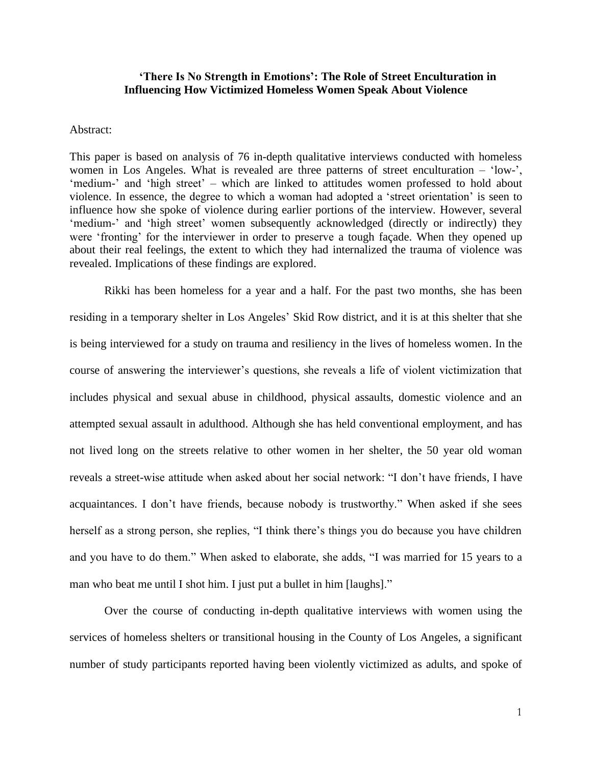# 'There Is No Strength in Emotions': The Role of Street Enculturation in Influencing How Victimized Homeless Women Speak About Violence

Abstract:

This paper is based on analysis of 76 in-depth qualitative interviews conducted with homeless women in Los Angeles. What is revealed are three patterns of street enculturation – 'low-', 'medium-' and 'high street' – which are linked to attitudes women professed to hold about violence. In essence, the degree to which a woman had adopted a 'street orientation' is seen to influence how she spoke of violence during earlier portions of the interview. However, several 'medium-' and 'high street' women subsequently acknowledged (directly or indirectly) they were 'fronting' for the interviewer in order to preserve a tough façade. When they opened up about their real feelings, the extent to which they had internalized the trauma of violence was revealed. Implications of these findings are explored.

Rikki has been homeless for a year and a half. For the past two months, she has been residing in a temporary shelter in Los Angeles' Skid Row district, and it is at this shelter that she is being interviewed for a study on trauma and resiliency in the lives of homeless women. In the course of answering the interviewer's questions, she reveals a life of violent victimization that includes physical and sexual abuse in childhood, physical assaults, domestic violence and an attempted sexual assault in adulthood. Although she has held conventional employment, and has not lived long on the streets relative to other women in her shelter, the 50 year old woman reveals a street-wise attitude when asked about her social network: "I don't have friends, I have acquaintances. I don't have friends, because nobody is trustworthy." When asked if she sees herself as a strong person, she replies, "I think there's things you do because you have children and you have to do them." When asked to elaborate, she adds, "I was married for 15 years to a man who beat me until I shot him. I just put a bullet in him [laughs]."

Over the course of conducting in-depth qualitative interviews with women using the services of homeless shelters or transitional housing in the County of Los Angeles, a significant number of study participants reported having been violently victimized as adults, and spoke of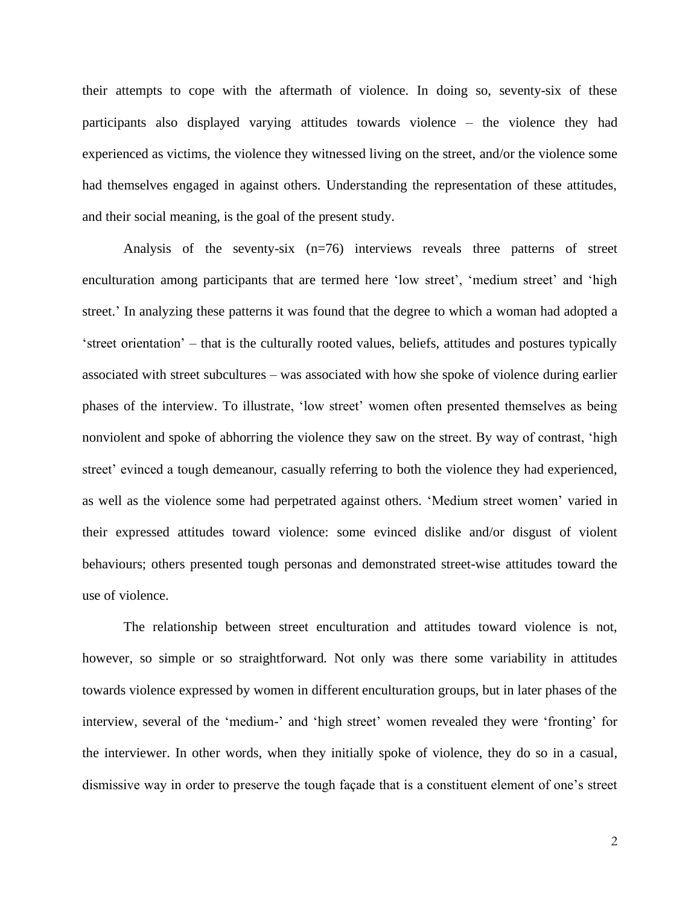their attempts to cope with the aftermath of violence. In doing so, seventy-six of these participants also displayed varying attitudes towards violence – the violence they had experienced as victims, the violence they witnessed living on the street, and/or the violence some had themselves engaged in against others. Understanding the representation of these attitudes, and their social meaning, is the goal of the present study.

Analysis of the seventy-six (n=76) interviews reveals three patterns of street enculturation among participants that are termed here 'low street', 'medium street' and 'high street.' In analyzing these patterns it was found that the degree to which a woman had adopted a 'street orientation' – that is the culturally rooted values, beliefs, attitudes and postures typically associated with street subcultures – was associated with how she spoke of violence during earlier phases of the interview. To illustrate, 'low street' women often presented themselves as being nonviolent and spoke of abhorring the violence they saw on the street. By way of contrast, 'high street' evinced a tough demeanour, casually referring to both the violence they had experienced, as well as the violence some had perpetrated against others. 'Medium street women' varied in their expressed attitudes toward violence: some evinced dislike and/or disgust of violent behaviours; others presented tough personas and demonstrated street-wise attitudes toward the use of violence.

The relationship between street enculturation and attitudes toward violence is not, however, so simple or so straightforward. Not only was there some variability in attitudes towards violence expressed by women in different enculturation groups, but in later phases of the interview, several of the 'medium-' and 'high street' women revealed they were 'fronting' for the interviewer. In other words, when they initially spoke of violence, they do so in a casual, dismissive way in order to preserve the tough façade that is a constituent element of one's street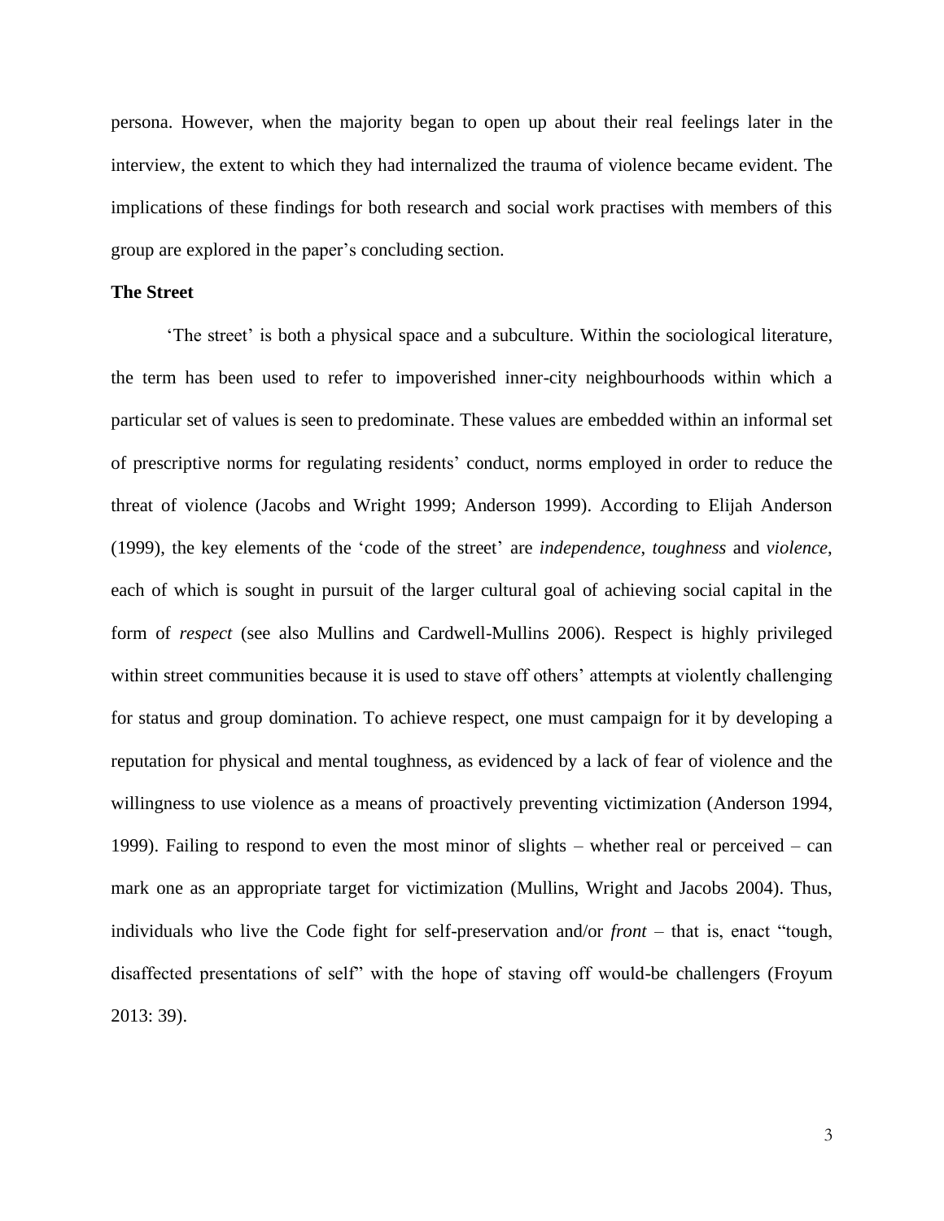persona. However, when the majority began to open up about their real feelings later in the interview, the extent to which they had internalized the trauma of violence became evident. The implications of these findings for both research and social work practises with members of this group are explored in the paper's concluding section.

## The Street

'The street' is both a physical space and a subculture. Within the sociological literature, the term has been used to refer to impoverished inner-city neighbourhoods within which a particular set of values is seen to predominate. These values are embedded within an informal set of prescriptive norms for regulating residents' conduct, norms employed in order to reduce the threat of violence (Jacobs and Wright 1999; Anderson 1999). According to Elijah Anderson (1999), the key elements of the 'code of the street' are *independence*, *toughness* and *violence*, each of which is sought in pursuit of the larger cultural goal of achieving social capital in the form of *respect* (see also Mullins and Cardwell-Mullins 2006). Respect is highly privileged within street communities because it is used to stave off others' attempts at violently challenging for status and group domination. To achieve respect, one must campaign for it by developing a reputation for physical and mental toughness, as evidenced by a lack of fear of violence and the willingness to use violence as a means of proactively preventing victimization (Anderson 1994, 1999). Failing to respond to even the most minor of slights – whether real or perceived – can mark one as an appropriate target for victimization (Mullins, Wright and Jacobs 2004). Thus, individuals who live the Code fight for self-preservation and/or *front* – that is, enact "tough, disaffected presentations of self" with the hope of staving off would-be challengers (Froyum 2013: 39).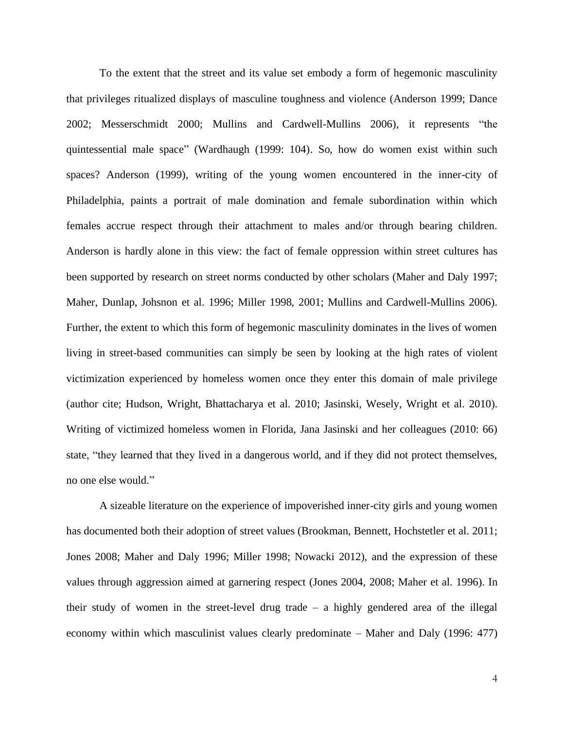To the extent that the street and its value set embody a form of hegemonic masculinity that privileges ritualized displays of masculine toughness and violence (Anderson 1999; Dance 2002; Messerschmidt 2000; Mullins and Cardwell-Mullins 2006), it represents "the quintessential male space" (Wardhaugh (1999: 104). So, how do women exist within such spaces? Anderson (1999), writing of the young women encountered in the inner-city of Philadelphia, paints a portrait of male domination and female subordination within which females accrue respect through their attachment to males and/or through bearing children. Anderson is hardly alone in this view: the fact of female oppression within street cultures has been supported by research on street norms conducted by other scholars (Maher and Daly 1997; Maher, Dunlap, Johsnon et al. 1996; Miller 1998, 2001; Mullins and Cardwell-Mullins 2006). Further, the extent to which this form of hegemonic masculinity dominates in the lives of women living in street-based communities can simply be seen by looking at the high rates of violent victimization experienced by homeless women once they enter this domain of male privilege (author cite; Hudson, Wright, Bhattacharya et al. 2010; Jasinski, Wesely, Wright et al. 2010). Writing of victimized homeless women in Florida, Jana Jasinski and her colleagues (2010: 66) state, "they learned that they lived in a dangerous world, and if they did not protect themselves, no one else would."

A sizeable literature on the experience of impoverished inner-city girls and young women has documented both their adoption of street values (Brookman, Bennett, Hochstetler et al. 2011; Jones 2008; Maher and Daly 1996; Miller 1998; Nowacki 2012), and the expression of these values through aggression aimed at garnering respect (Jones 2004, 2008; Maher et al. 1996). In their study of women in the street-level drug trade – a highly gendered area of the illegal economy within which masculinist values clearly predominate – Maher and Daly (1996: 477)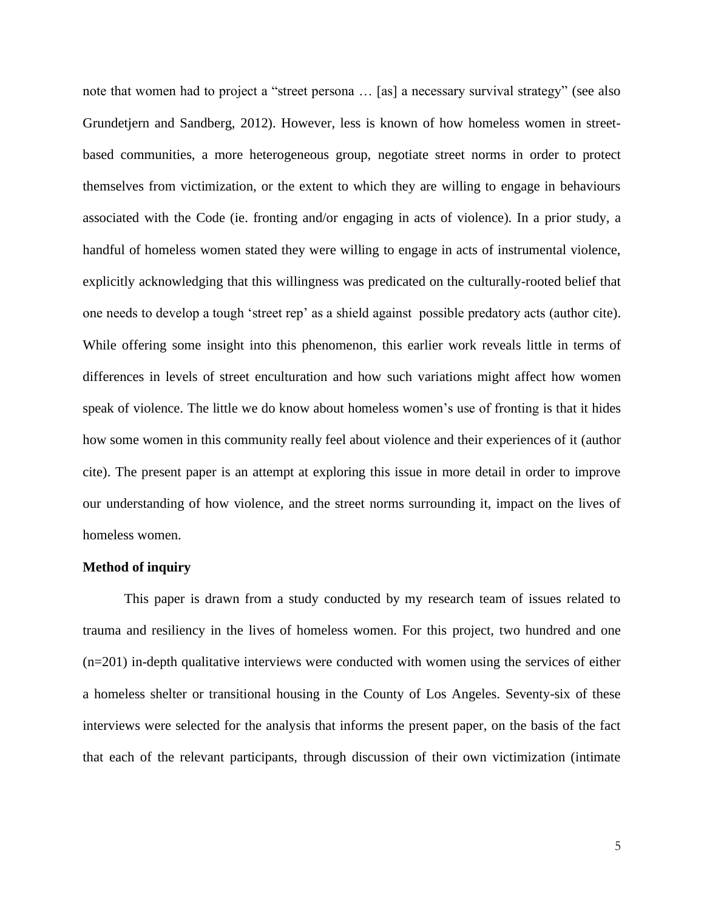note that women had to project a "street persona … [as] a necessary survival strategy" (see also Grundetjern and Sandberg, 2012). However, less is known of how homeless women in street-based communities, a more heterogeneous group, negotiate street norms in order to protect themselves from victimization, or the extent to which they are willing to engage in behaviours associated with the Code (ie. fronting and/or engaging in acts of violence). In a prior study, a handful of homeless women stated they were willing to engage in acts of instrumental violence, explicitly acknowledging that this willingness was predicated on the culturally-rooted belief that one needs to develop a tough 'street rep' as a shield against possible predatory acts (author cite). While offering some insight into this phenomenon, this earlier work reveals little in terms of differences in levels of street enculturation and how such variations might affect how women speak of violence. The little we do know about homeless women's use of fronting is that it hides how some women in this community really feel about violence and their experiences of it (author cite). The present paper is an attempt at exploring this issue in more detail in order to improve our understanding of how violence, and the street norms surrounding it, impact on the lives of homeless women.

**Method of inquiry**

This paper is drawn from a study conducted by my research team of issues related to trauma and resiliency in the lives of homeless women. For this project, two hundred and one (n=201) in-depth qualitative interviews were conducted with women using the services of either a homeless shelter or transitional housing in the County of Los Angeles. Seventy-six of these interviews were selected for the analysis that informs the present paper, on the basis of the fact that each of the relevant participants, through discussion of their own victimization (intimate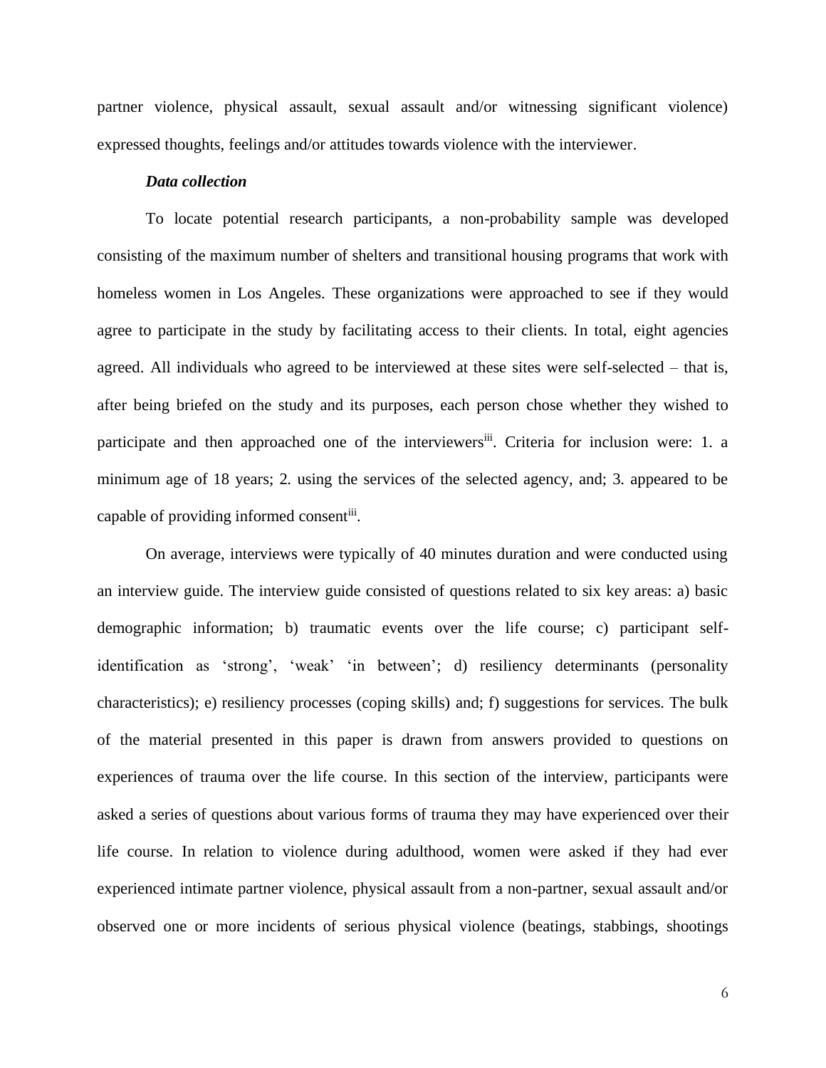partner violence, physical assault, sexual assault and/or witnessing significant violence) expressed thoughts, feelings and/or attitudes towards violence with the interviewer.

***Data collection***

To locate potential research participants, a non-probability sample was developed consisting of the maximum number of shelters and transitional housing programs that work with homeless women in Los Angeles. These organizations were approached to see if they would agree to participate in the study by facilitating access to their clients. In total, eight agencies agreed. All individuals who agreed to be interviewed at these sites were self-selected – that is, after being briefed on the study and its purposes, each person chose whether they wished to participate and then approached one of the interviewers[iii]. Criteria for inclusion were: 1. a minimum age of 18 years; 2. using the services of the selected agency, and; 3. appeared to be capable of providing informed consent[iii].

On average, interviews were typically of 40 minutes duration and were conducted using an interview guide. The interview guide consisted of questions related to six key areas: a) basic demographic information; b) traumatic events over the life course; c) participant self-identification as 'strong', 'weak' 'in between'; d) resiliency determinants (personality characteristics); e) resiliency processes (coping skills) and; f) suggestions for services. The bulk of the material presented in this paper is drawn from answers provided to questions on experiences of trauma over the life course. In this section of the interview, participants were asked a series of questions about various forms of trauma they may have experienced over their life course. In relation to violence during adulthood, women were asked if they had ever experienced intimate partner violence, physical assault from a non-partner, sexual assault and/or observed one or more incidents of serious physical violence (beatings, stabbings, shootings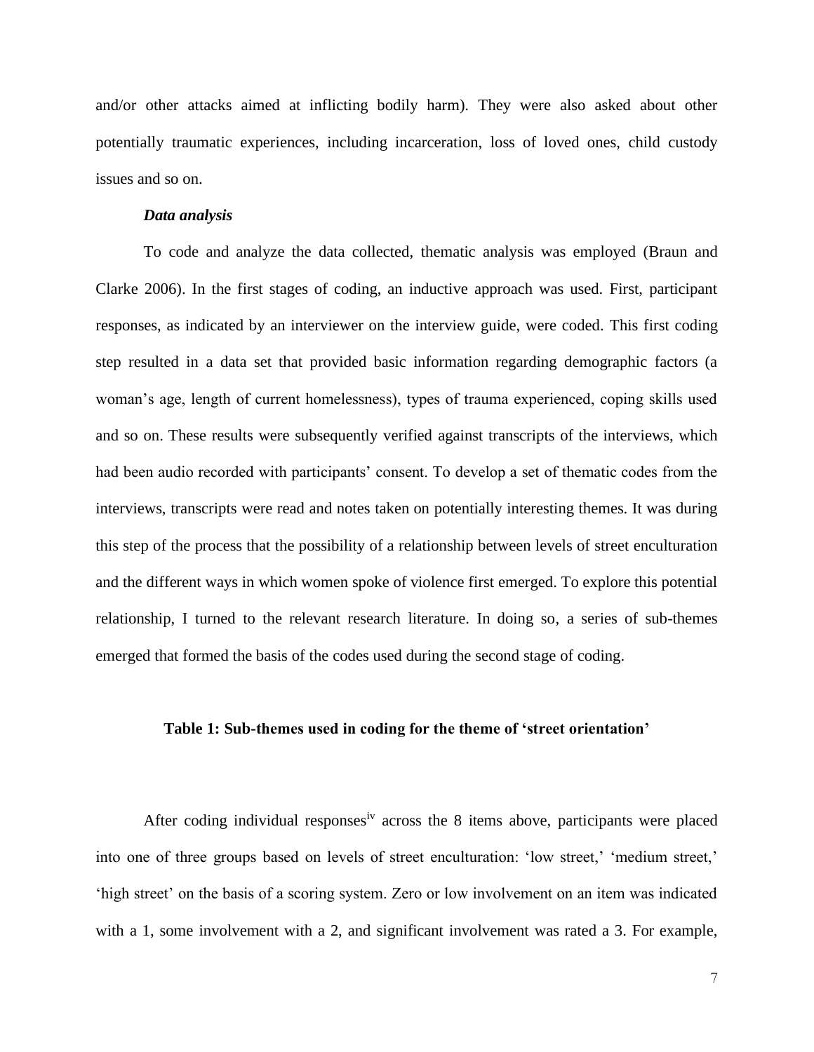and/or other attacks aimed at inflicting bodily harm). They were also asked about other potentially traumatic experiences, including incarceration, loss of loved ones, child custody issues and so on.

### *Data analysis*

To code and analyze the data collected, thematic analysis was employed (Braun and Clarke 2006). In the first stages of coding, an inductive approach was used. First, participant responses, as indicated by an interviewer on the interview guide, were coded. This first coding step resulted in a data set that provided basic information regarding demographic factors (a woman's age, length of current homelessness), types of trauma experienced, coping skills used and so on. These results were subsequently verified against transcripts of the interviews, which had been audio recorded with participants' consent. To develop a set of thematic codes from the interviews, transcripts were read and notes taken on potentially interesting themes. It was during this step of the process that the possibility of a relationship between levels of street enculturation and the different ways in which women spoke of violence first emerged. To explore this potential relationship, I turned to the relevant research literature. In doing so, a series of sub-themes emerged that formed the basis of the codes used during the second stage of coding.

**Table 1: Sub-themes used in coding for the theme of 'street orientation'**

After coding individual responses[iv] across the 8 items above, participants were placed into one of three groups based on levels of street enculturation: 'low street,' 'medium street,' 'high street' on the basis of a scoring system. Zero or low involvement on an item was indicated with a 1, some involvement with a 2, and significant involvement was rated a 3. For example,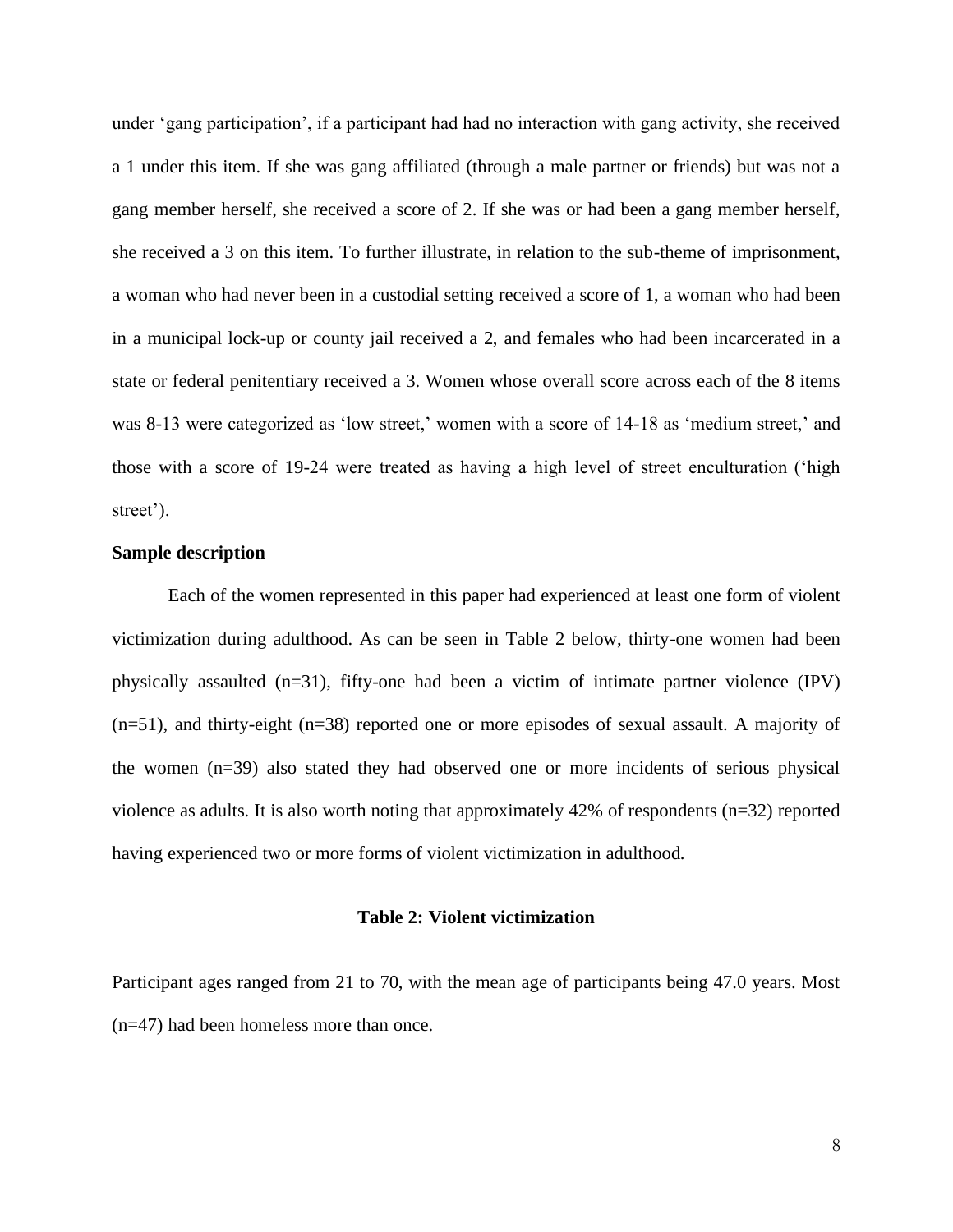under ‘gang participation’, if a participant had had no interaction with gang activity, she received a 1 under this item. If she was gang affiliated (through a male partner or friends) but was not a gang member herself, she received a score of 2. If she was or had been a gang member herself, she received a 3 on this item. To further illustrate, in relation to the sub-theme of imprisonment, a woman who had never been in a custodial setting received a score of 1, a woman who had been in a municipal lock-up or county jail received a 2, and females who had been incarcerated in a state or federal penitentiary received a 3. Women whose overall score across each of the 8 items was 8-13 were categorized as ‘low street,’ women with a score of 14-18 as ‘medium street,’ and those with a score of 19-24 were treated as having a high level of street enculturation (‘high street’).

**Sample description**

Each of the women represented in this paper had experienced at least one form of violent victimization during adulthood. As can be seen in Table 2 below, thirty-one women had been physically assaulted (n=31), fifty-one had been a victim of intimate partner violence (IPV) (n=51), and thirty-eight (n=38) reported one or more episodes of sexual assault. A majority of the women (n=39) also stated they had observed one or more incidents of serious physical violence as adults. It is also worth noting that approximately 42% of respondents (n=32) reported having experienced two or more forms of violent victimization in adulthood.

**Table 2: Violent victimization**

Participant ages ranged from 21 to 70, with the mean age of participants being 47.0 years. Most (n=47) had been homeless more than once.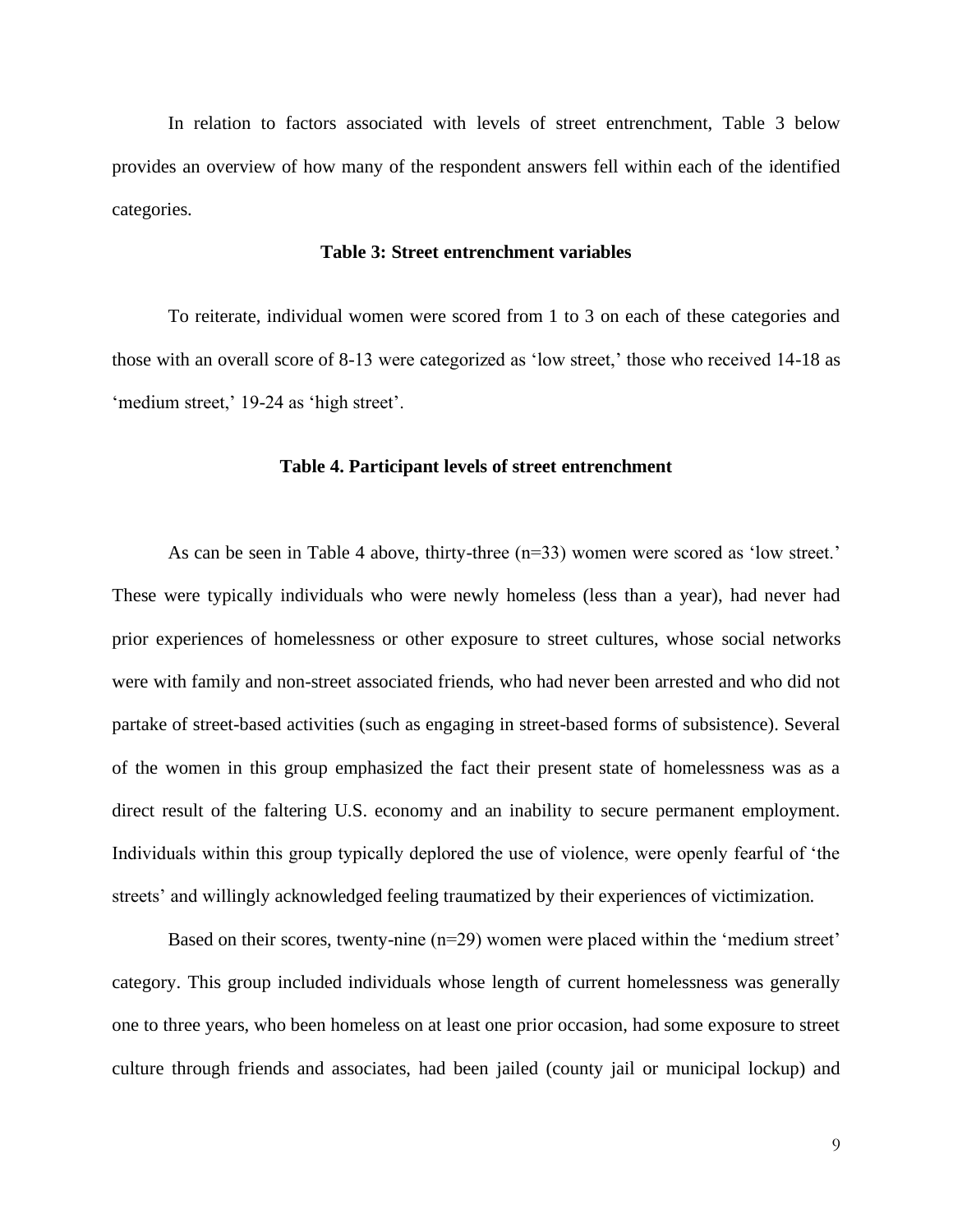In relation to factors associated with levels of street entrenchment, Table 3 below provides an overview of how many of the respondent answers fell within each of the identified categories.

**Table 3: Street entrenchment variables**

To reiterate, individual women were scored from 1 to 3 on each of these categories and those with an overall score of 8-13 were categorized as 'low street,' those who received 14-18 as 'medium street,' 19-24 as 'high street'.

**Table 4. Participant levels of street entrenchment**

As can be seen in Table 4 above, thirty-three (n=33) women were scored as 'low street.' These were typically individuals who were newly homeless (less than a year), had never had prior experiences of homelessness or other exposure to street cultures, whose social networks were with family and non-street associated friends, who had never been arrested and who did not partake of street-based activities (such as engaging in street-based forms of subsistence). Several of the women in this group emphasized the fact their present state of homelessness was as a direct result of the faltering U.S. economy and an inability to secure permanent employment. Individuals within this group typically deplored the use of violence, were openly fearful of 'the streets' and willingly acknowledged feeling traumatized by their experiences of victimization.

Based on their scores, twenty-nine (n=29) women were placed within the 'medium street' category. This group included individuals whose length of current homelessness was generally one to three years, who been homeless on at least one prior occasion, had some exposure to street culture through friends and associates, had been jailed (county jail or municipal lockup) and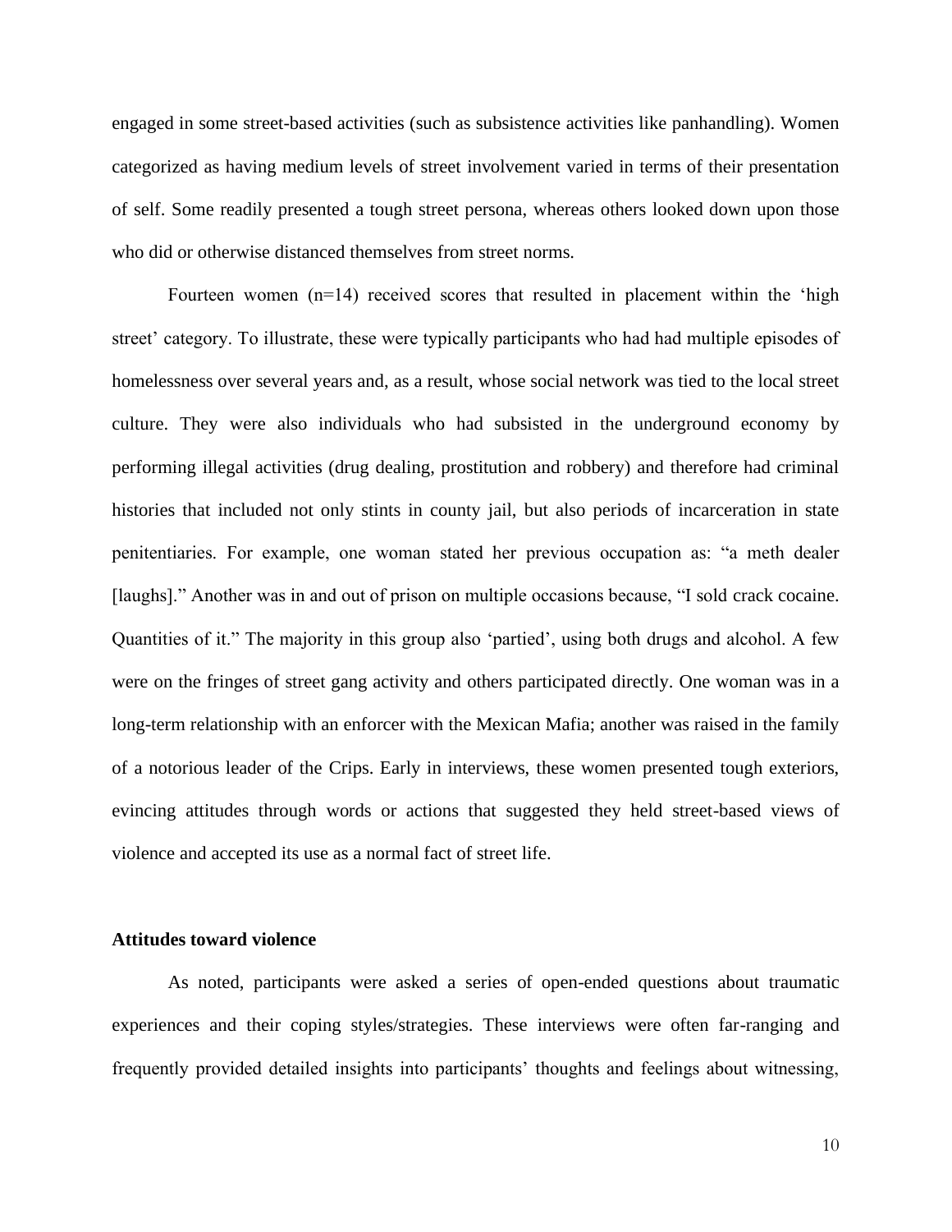engaged in some street-based activities (such as subsistence activities like panhandling). Women categorized as having medium levels of street involvement varied in terms of their presentation of self. Some readily presented a tough street persona, whereas others looked down upon those who did or otherwise distanced themselves from street norms.

Fourteen women (n=14) received scores that resulted in placement within the 'high street' category. To illustrate, these were typically participants who had had multiple episodes of homelessness over several years and, as a result, whose social network was tied to the local street culture. They were also individuals who had subsisted in the underground economy by performing illegal activities (drug dealing, prostitution and robbery) and therefore had criminal histories that included not only stints in county jail, but also periods of incarceration in state penitentiaries. For example, one woman stated her previous occupation as: "a meth dealer [laughs]." Another was in and out of prison on multiple occasions because, "I sold crack cocaine. Quantities of it." The majority in this group also 'partied', using both drugs and alcohol. A few were on the fringes of street gang activity and others participated directly. One woman was in a long-term relationship with an enforcer with the Mexican Mafia; another was raised in the family of a notorious leader of the Crips. Early in interviews, these women presented tough exteriors, evincing attitudes through words or actions that suggested they held street-based views of violence and accepted its use as a normal fact of street life.

**Attitudes toward violence**

As noted, participants were asked a series of open-ended questions about traumatic experiences and their coping styles/strategies. These interviews were often far-ranging and frequently provided detailed insights into participants' thoughts and feelings about witnessing,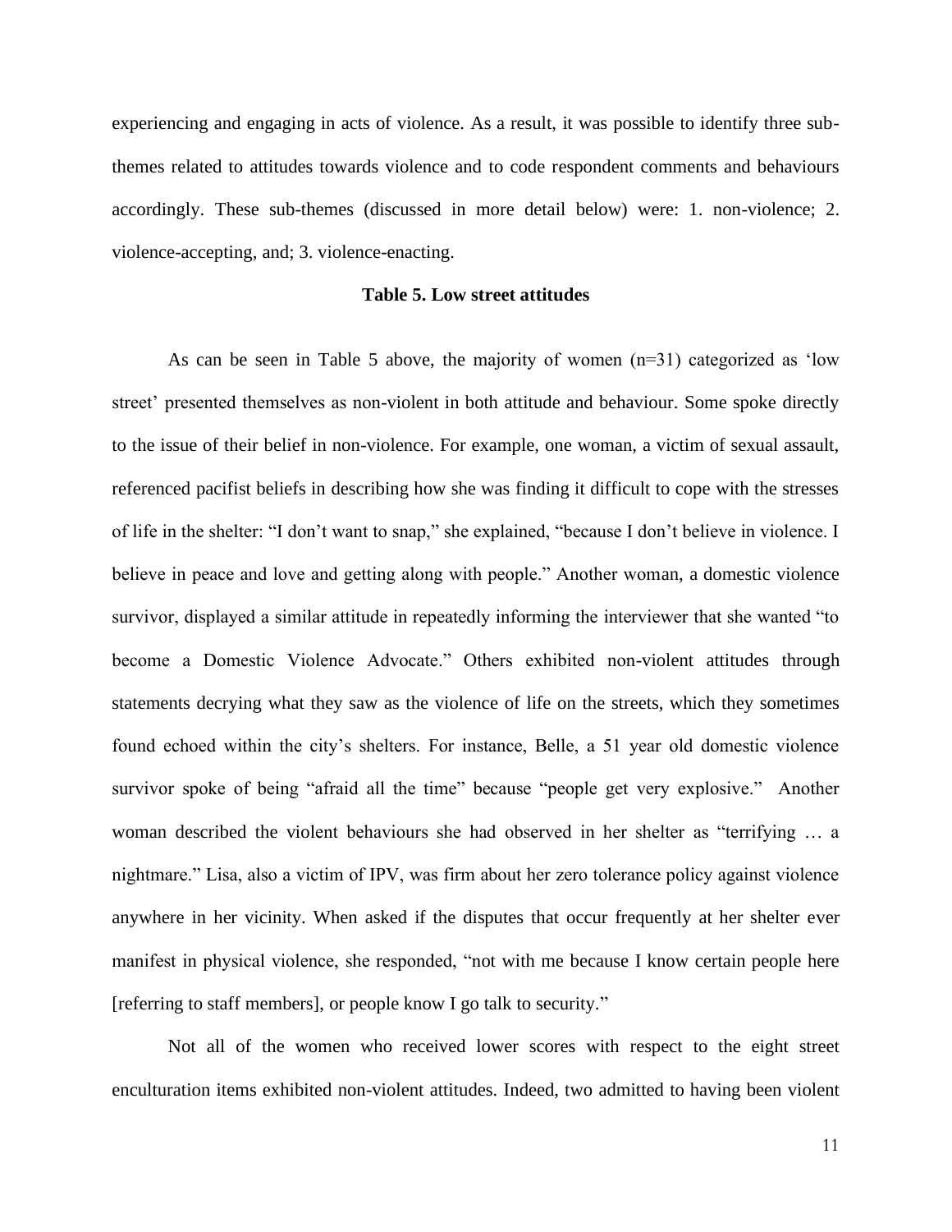experiencing and engaging in acts of violence. As a result, it was possible to identify three sub-themes related to attitudes towards violence and to code respondent comments and behaviours accordingly. These sub-themes (discussed in more detail below) were: 1. non-violence; 2. violence-accepting, and; 3. violence-enacting.

**Table 5. Low street attitudes**

As can be seen in Table 5 above, the majority of women (n=31) categorized as 'low street' presented themselves as non-violent in both attitude and behaviour. Some spoke directly to the issue of their belief in non-violence. For example, one woman, a victim of sexual assault, referenced pacifist beliefs in describing how she was finding it difficult to cope with the stresses of life in the shelter: "I don't want to snap," she explained, "because I don't believe in violence. I believe in peace and love and getting along with people." Another woman, a domestic violence survivor, displayed a similar attitude in repeatedly informing the interviewer that she wanted "to become a Domestic Violence Advocate." Others exhibited non-violent attitudes through statements decrying what they saw as the violence of life on the streets, which they sometimes found echoed within the city's shelters. For instance, Belle, a 51 year old domestic violence survivor spoke of being "afraid all the time" because "people get very explosive." Another woman described the violent behaviours she had observed in her shelter as "terrifying … a nightmare." Lisa, also a victim of IPV, was firm about her zero tolerance policy against violence anywhere in her vicinity. When asked if the disputes that occur frequently at her shelter ever manifest in physical violence, she responded, "not with me because I know certain people here [referring to staff members], or people know I go talk to security."

Not all of the women who received lower scores with respect to the eight street enculturation items exhibited non-violent attitudes. Indeed, two admitted to having been violent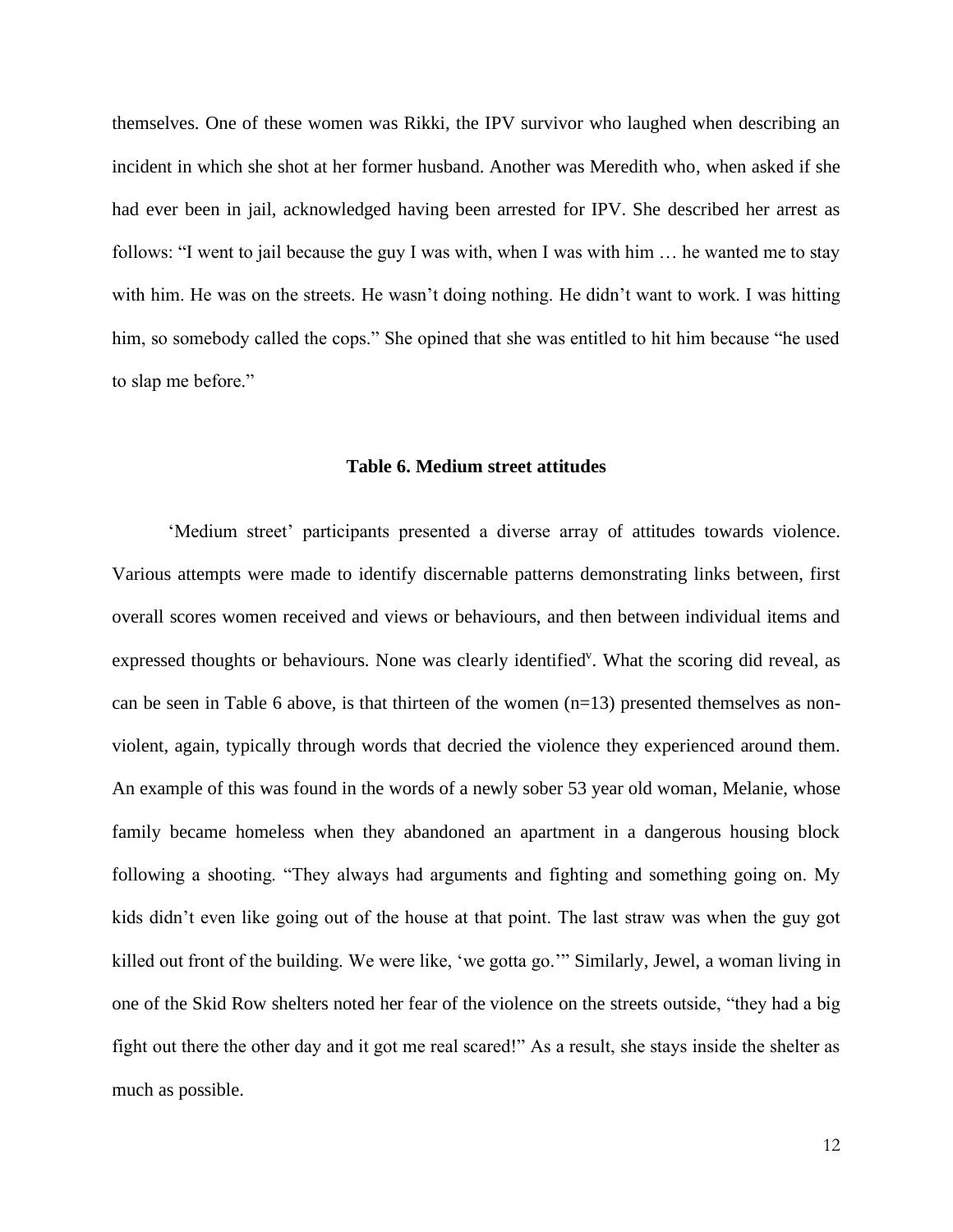themselves. One of these women was Rikki, the IPV survivor who laughed when describing an incident in which she shot at her former husband. Another was Meredith who, when asked if she had ever been in jail, acknowledged having been arrested for IPV. She described her arrest as follows: "I went to jail because the guy I was with, when I was with him … he wanted me to stay with him. He was on the streets. He wasn't doing nothing. He didn't want to work. I was hitting him, so somebody called the cops." She opined that she was entitled to hit him because "he used to slap me before."

**Table 6. Medium street attitudes**

'Medium street' participants presented a diverse array of attitudes towards violence. Various attempts were made to identify discernable patterns demonstrating links between, first overall scores women received and views or behaviours, and then between individual items and expressed thoughts or behaviours. None was clearly identified[v]. What the scoring did reveal, as can be seen in Table 6 above, is that thirteen of the women (n=13) presented themselves as non-violent, again, typically through words that decried the violence they experienced around them. An example of this was found in the words of a newly sober 53 year old woman, Melanie, whose family became homeless when they abandoned an apartment in a dangerous housing block following a shooting. "They always had arguments and fighting and something going on. My kids didn't even like going out of the house at that point. The last straw was when the guy got killed out front of the building. We were like, 'we gotta go.'" Similarly, Jewel, a woman living in one of the Skid Row shelters noted her fear of the violence on the streets outside, "they had a big fight out there the other day and it got me real scared!" As a result, she stays inside the shelter as much as possible.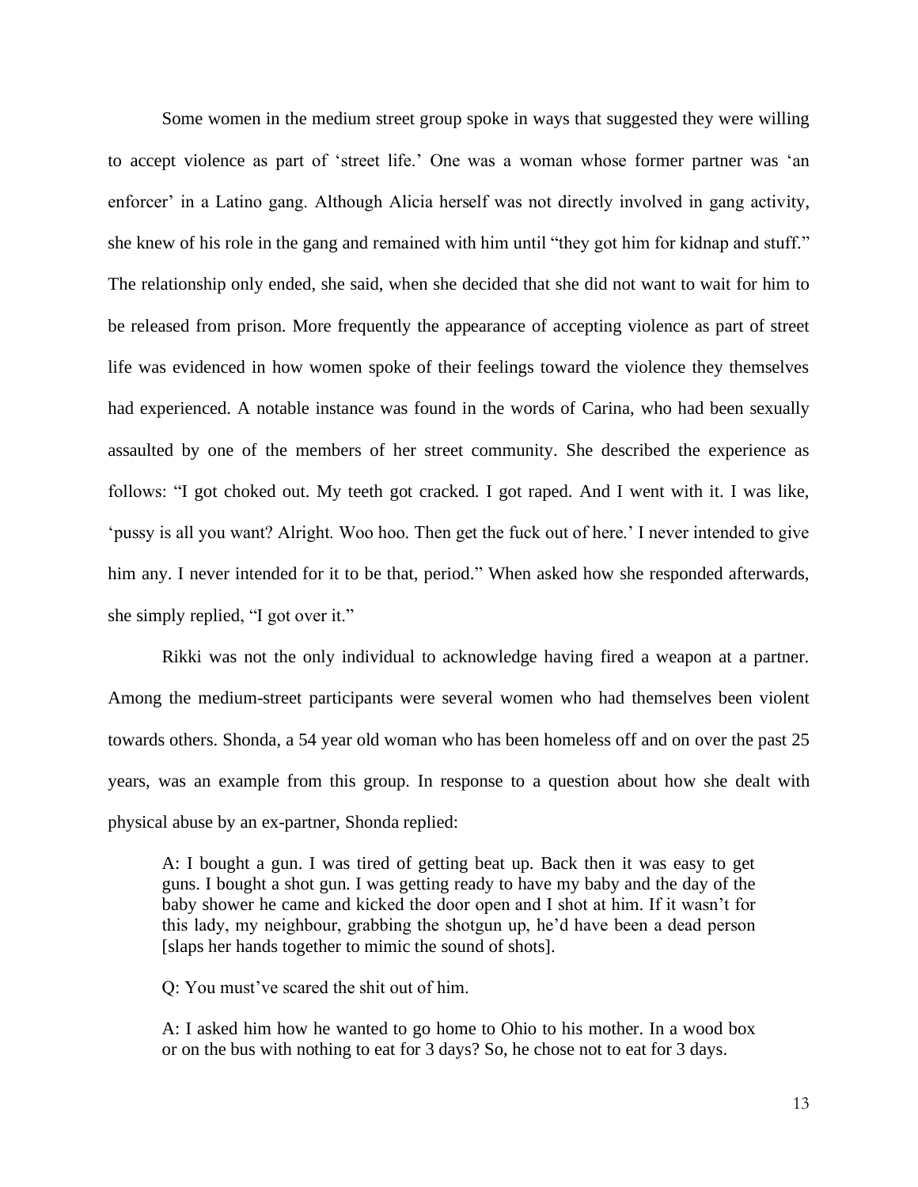Some women in the medium street group spoke in ways that suggested they were willing to accept violence as part of 'street life.' One was a woman whose former partner was 'an enforcer' in a Latino gang. Although Alicia herself was not directly involved in gang activity, she knew of his role in the gang and remained with him until "they got him for kidnap and stuff." The relationship only ended, she said, when she decided that she did not want to wait for him to be released from prison. More frequently the appearance of accepting violence as part of street life was evidenced in how women spoke of their feelings toward the violence they themselves had experienced. A notable instance was found in the words of Carina, who had been sexually assaulted by one of the members of her street community. She described the experience as follows: "I got choked out. My teeth got cracked. I got raped. And I went with it. I was like, 'pussy is all you want? Alright. Woo hoo. Then get the fuck out of here.' I never intended to give him any. I never intended for it to be that, period." When asked how she responded afterwards, she simply replied, "I got over it."

Rikki was not the only individual to acknowledge having fired a weapon at a partner. Among the medium-street participants were several women who had themselves been violent towards others. Shonda, a 54 year old woman who has been homeless off and on over the past 25 years, was an example from this group. In response to a question about how she dealt with physical abuse by an ex-partner, Shonda replied:

> A: I bought a gun. I was tired of getting beat up. Back then it was easy to get guns. I bought a shot gun. I was getting ready to have my baby and the day of the baby shower he came and kicked the door open and I shot at him. If it wasn't for this lady, my neighbour, grabbing the shotgun up, he'd have been a dead person [slaps her hands together to mimic the sound of shots].
>
> Q: You must've scared the shit out of him.
>
> A: I asked him how he wanted to go home to Ohio to his mother. In a wood box or on the bus with nothing to eat for 3 days? So, he chose not to eat for 3 days.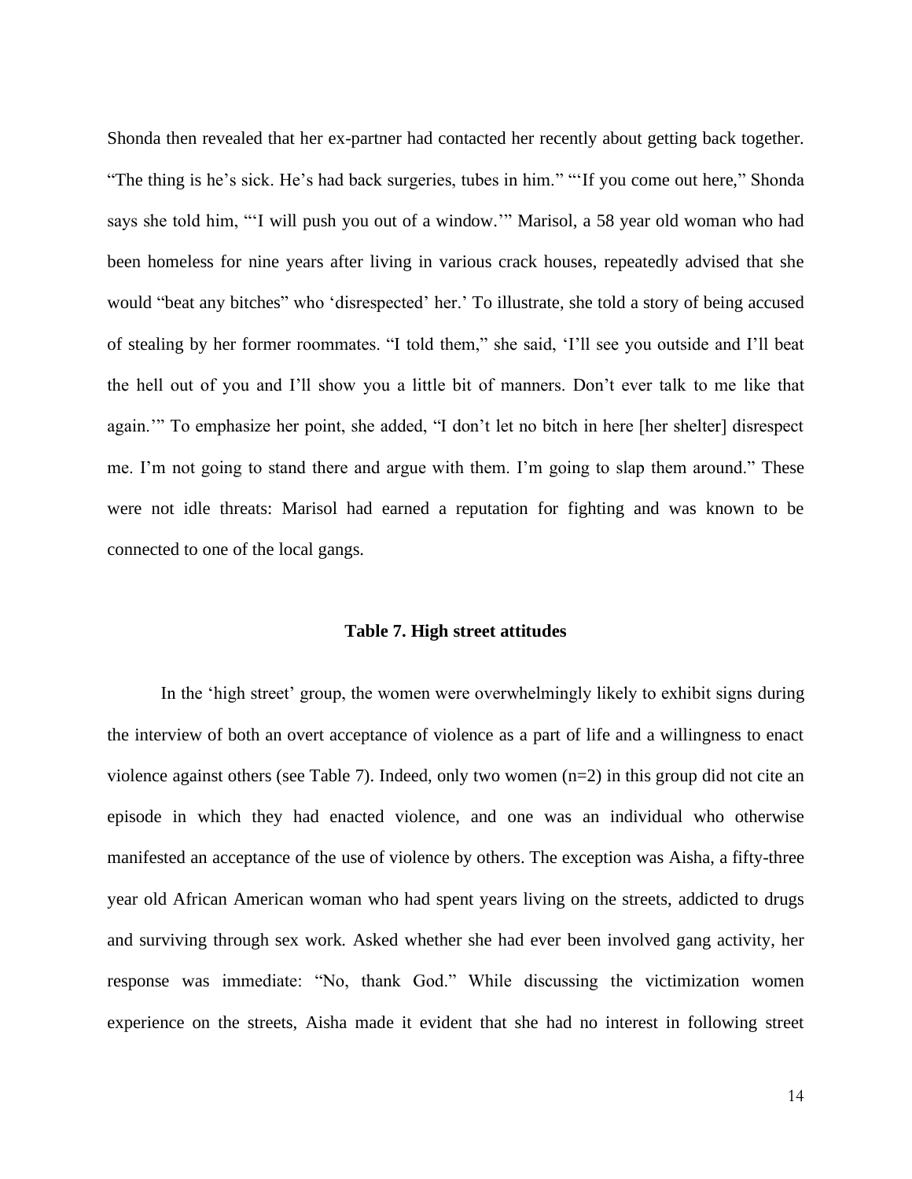Shonda then revealed that her ex-partner had contacted her recently about getting back together. “The thing is he’s sick. He’s had back surgeries, tubes in him.” “‘If you come out here,” Shonda says she told him, “‘I will push you out of a window.’” Marisol, a 58 year old woman who had been homeless for nine years after living in various crack houses, repeatedly advised that she would “beat any bitches” who ‘disrespected’ her.’ To illustrate, she told a story of being accused of stealing by her former roommates. “I told them,” she said, ‘I’ll see you outside and I’ll beat the hell out of you and I’ll show you a little bit of manners. Don’t ever talk to me like that again.’” To emphasize her point, she added, “I don’t let no bitch in here [her shelter] disrespect me. I’m not going to stand there and argue with them. I’m going to slap them around.” These were not idle threats: Marisol had earned a reputation for fighting and was known to be connected to one of the local gangs.

**Table 7. High street attitudes**

In the ‘high street’ group, the women were overwhelmingly likely to exhibit signs during the interview of both an overt acceptance of violence as a part of life and a willingness to enact violence against others (see Table 7). Indeed, only two women (n=2) in this group did not cite an episode in which they had enacted violence, and one was an individual who otherwise manifested an acceptance of the use of violence by others. The exception was Aisha, a fifty-three year old African American woman who had spent years living on the streets, addicted to drugs and surviving through sex work. Asked whether she had ever been involved gang activity, her response was immediate: “No, thank God.” While discussing the victimization women experience on the streets, Aisha made it evident that she had no interest in following street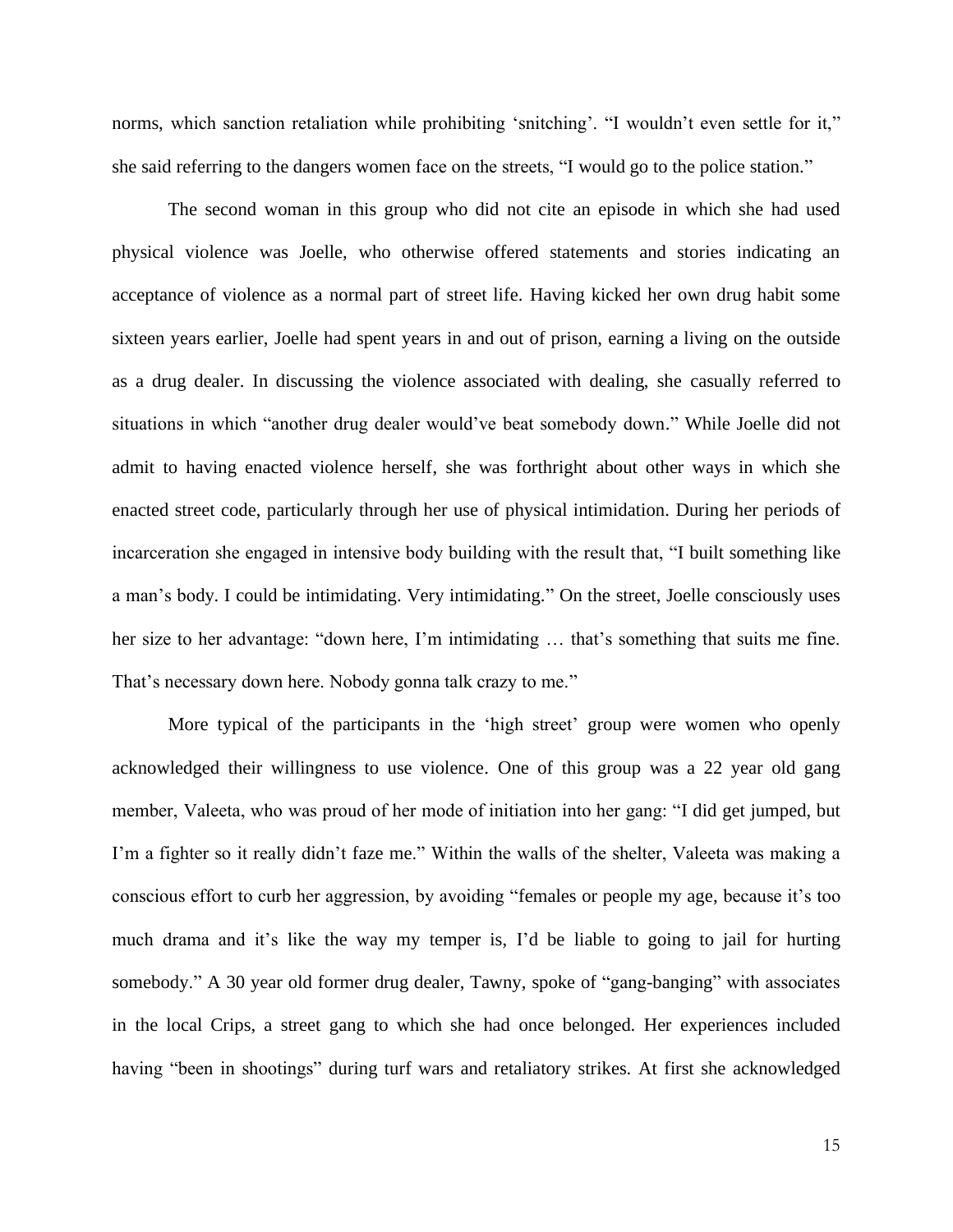norms, which sanction retaliation while prohibiting 'snitching'. "I wouldn't even settle for it," she said referring to the dangers women face on the streets, "I would go to the police station."

The second woman in this group who did not cite an episode in which she had used physical violence was Joelle, who otherwise offered statements and stories indicating an acceptance of violence as a normal part of street life. Having kicked her own drug habit some sixteen years earlier, Joelle had spent years in and out of prison, earning a living on the outside as a drug dealer. In discussing the violence associated with dealing, she casually referred to situations in which "another drug dealer would've beat somebody down." While Joelle did not admit to having enacted violence herself, she was forthright about other ways in which she enacted street code, particularly through her use of physical intimidation. During her periods of incarceration she engaged in intensive body building with the result that, "I built something like a man's body. I could be intimidating. Very intimidating." On the street, Joelle consciously uses her size to her advantage: "down here, I'm intimidating … that's something that suits me fine. That's necessary down here. Nobody gonna talk crazy to me."

More typical of the participants in the 'high street' group were women who openly acknowledged their willingness to use violence. One of this group was a 22 year old gang member, Valeeta, who was proud of her mode of initiation into her gang: "I did get jumped, but I'm a fighter so it really didn't faze me." Within the walls of the shelter, Valeeta was making a conscious effort to curb her aggression, by avoiding "females or people my age, because it's too much drama and it's like the way my temper is, I'd be liable to going to jail for hurting somebody." A 30 year old former drug dealer, Tawny, spoke of "gang-banging" with associates in the local Crips, a street gang to which she had once belonged. Her experiences included having "been in shootings" during turf wars and retaliatory strikes. At first she acknowledged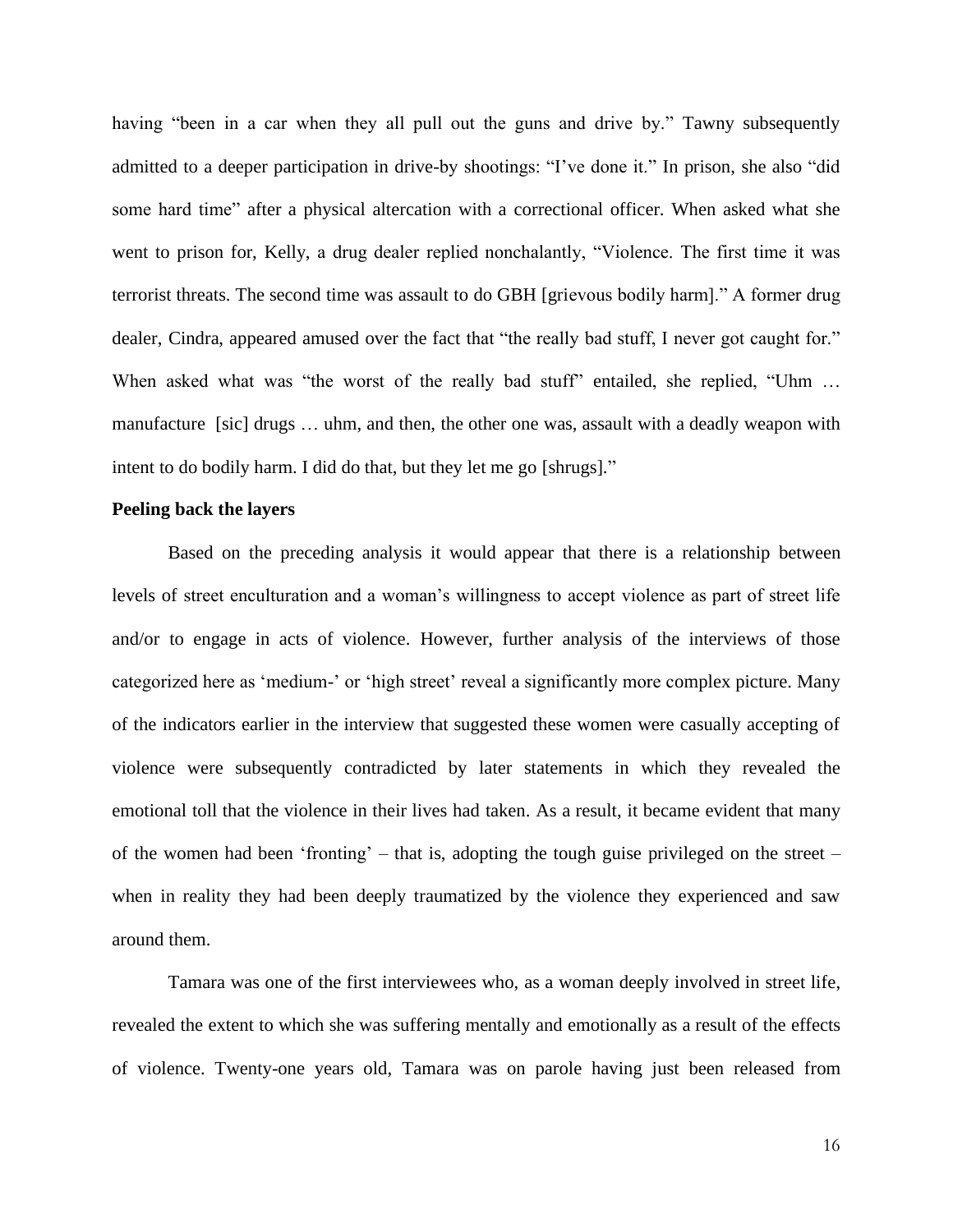having "been in a car when they all pull out the guns and drive by." Tawny subsequently admitted to a deeper participation in drive-by shootings: "I've done it." In prison, she also "did some hard time" after a physical altercation with a correctional officer. When asked what she went to prison for, Kelly, a drug dealer replied nonchalantly, "Violence. The first time it was terrorist threats. The second time was assault to do GBH [grievous bodily harm]." A former drug dealer, Cindra, appeared amused over the fact that "the really bad stuff, I never got caught for." When asked what was "the worst of the really bad stuff" entailed, she replied, "Uhm … manufacture [sic] drugs … uhm, and then, the other one was, assault with a deadly weapon with intent to do bodily harm. I did do that, but they let me go [shrugs]."

**Peeling back the layers**

Based on the preceding analysis it would appear that there is a relationship between levels of street enculturation and a woman's willingness to accept violence as part of street life and/or to engage in acts of violence. However, further analysis of the interviews of those categorized here as 'medium-' or 'high street' reveal a significantly more complex picture. Many of the indicators earlier in the interview that suggested these women were casually accepting of violence were subsequently contradicted by later statements in which they revealed the emotional toll that the violence in their lives had taken. As a result, it became evident that many of the women had been 'fronting' – that is, adopting the tough guise privileged on the street – when in reality they had been deeply traumatized by the violence they experienced and saw around them.

Tamara was one of the first interviewees who, as a woman deeply involved in street life, revealed the extent to which she was suffering mentally and emotionally as a result of the effects of violence. Twenty-one years old, Tamara was on parole having just been released from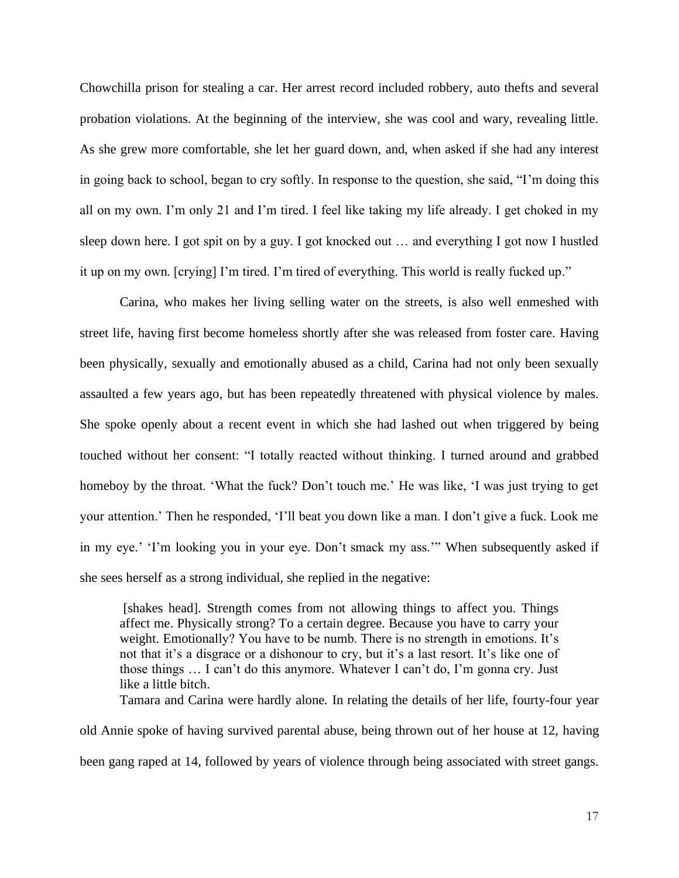Chowchilla prison for stealing a car. Her arrest record included robbery, auto thefts and several probation violations. At the beginning of the interview, she was cool and wary, revealing little. As she grew more comfortable, she let her guard down, and, when asked if she had any interest in going back to school, began to cry softly. In response to the question, she said, "I'm doing this all on my own. I'm only 21 and I'm tired. I feel like taking my life already. I get choked in my sleep down here. I got spit on by a guy. I got knocked out … and everything I got now I hustled it up on my own. [crying] I'm tired. I'm tired of everything. This world is really fucked up."

Carina, who makes her living selling water on the streets, is also well enmeshed with street life, having first become homeless shortly after she was released from foster care. Having been physically, sexually and emotionally abused as a child, Carina had not only been sexually assaulted a few years ago, but has been repeatedly threatened with physical violence by males. She spoke openly about a recent event in which she had lashed out when triggered by being touched without her consent: "I totally reacted without thinking. I turned around and grabbed homeboy by the throat. 'What the fuck? Don't touch me.' He was like, 'I was just trying to get your attention.' Then he responded, 'I'll beat you down like a man. I don't give a fuck. Look me in my eye.' 'I'm looking you in your eye. Don't smack my ass.'" When subsequently asked if she sees herself as a strong individual, she replied in the negative:

> [shakes head]. Strength comes from not allowing things to affect you. Things affect me. Physically strong? To a certain degree. Because you have to carry your weight. Emotionally? You have to be numb. There is no strength in emotions. It's not that it's a disgrace or a dishonour to cry, but it's a last resort. It's like one of those things … I can't do this anymore. Whatever I can't do, I'm gonna cry. Just like a little bitch.

Tamara and Carina were hardly alone. In relating the details of her life, fourty-four year old Annie spoke of having survived parental abuse, being thrown out of her house at 12, having been gang raped at 14, followed by years of violence through being associated with street gangs.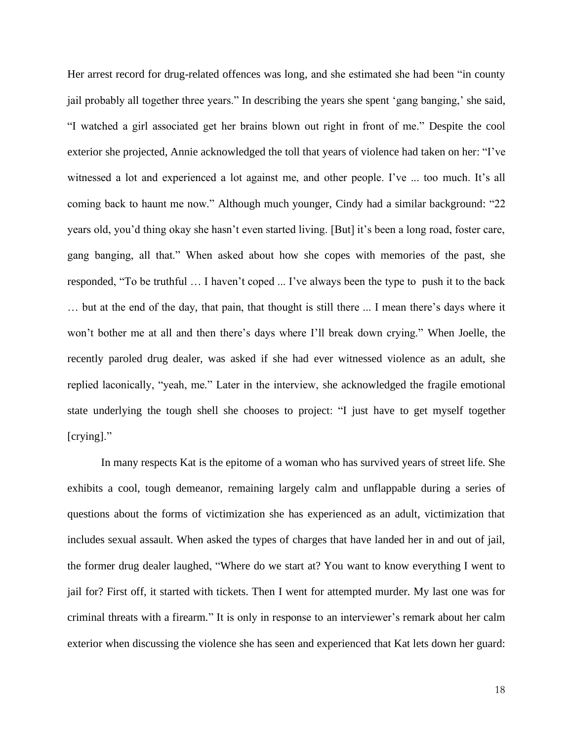Her arrest record for drug-related offences was long, and she estimated she had been "in county jail probably all together three years." In describing the years she spent 'gang banging,' she said, "I watched a girl associated get her brains blown out right in front of me." Despite the cool exterior she projected, Annie acknowledged the toll that years of violence had taken on her: "I've witnessed a lot and experienced a lot against me, and other people. I've ... too much. It's all coming back to haunt me now." Although much younger, Cindy had a similar background: "22 years old, you'd thing okay she hasn't even started living. [But] it's been a long road, foster care, gang banging, all that." When asked about how she copes with memories of the past, she responded, "To be truthful … I haven't coped ... I've always been the type to push it to the back … but at the end of the day, that pain, that thought is still there ... I mean there's days where it won't bother me at all and then there's days where I'll break down crying." When Joelle, the recently paroled drug dealer, was asked if she had ever witnessed violence as an adult, she replied laconically, "yeah, me." Later in the interview, she acknowledged the fragile emotional state underlying the tough shell she chooses to project: "I just have to get myself together [crying]."

In many respects Kat is the epitome of a woman who has survived years of street life. She exhibits a cool, tough demeanor, remaining largely calm and unflappable during a series of questions about the forms of victimization she has experienced as an adult, victimization that includes sexual assault. When asked the types of charges that have landed her in and out of jail, the former drug dealer laughed, "Where do we start at? You want to know everything I went to jail for? First off, it started with tickets. Then I went for attempted murder. My last one was for criminal threats with a firearm." It is only in response to an interviewer's remark about her calm exterior when discussing the violence she has seen and experienced that Kat lets down her guard: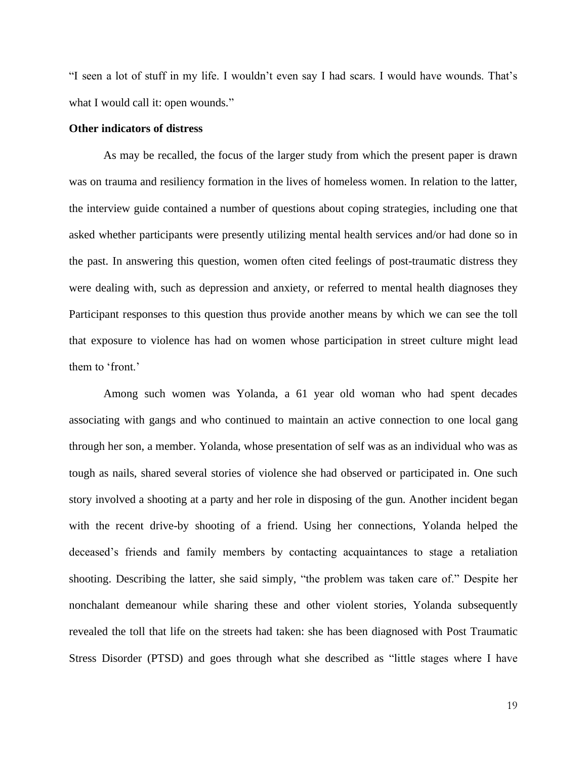"I seen a lot of stuff in my life. I wouldn't even say I had scars. I would have wounds. That's what I would call it: open wounds."

**Other indicators of distress**

As may be recalled, the focus of the larger study from which the present paper is drawn was on trauma and resiliency formation in the lives of homeless women. In relation to the latter, the interview guide contained a number of questions about coping strategies, including one that asked whether participants were presently utilizing mental health services and/or had done so in the past. In answering this question, women often cited feelings of post-traumatic distress they were dealing with, such as depression and anxiety, or referred to mental health diagnoses they Participant responses to this question thus provide another means by which we can see the toll that exposure to violence has had on women whose participation in street culture might lead them to 'front.'

Among such women was Yolanda, a 61 year old woman who had spent decades associating with gangs and who continued to maintain an active connection to one local gang through her son, a member. Yolanda, whose presentation of self was as an individual who was as tough as nails, shared several stories of violence she had observed or participated in. One such story involved a shooting at a party and her role in disposing of the gun. Another incident began with the recent drive-by shooting of a friend. Using her connections, Yolanda helped the deceased's friends and family members by contacting acquaintances to stage a retaliation shooting. Describing the latter, she said simply, "the problem was taken care of." Despite her nonchalant demeanour while sharing these and other violent stories, Yolanda subsequently revealed the toll that life on the streets had taken: she has been diagnosed with Post Traumatic Stress Disorder (PTSD) and goes through what she described as "little stages where I have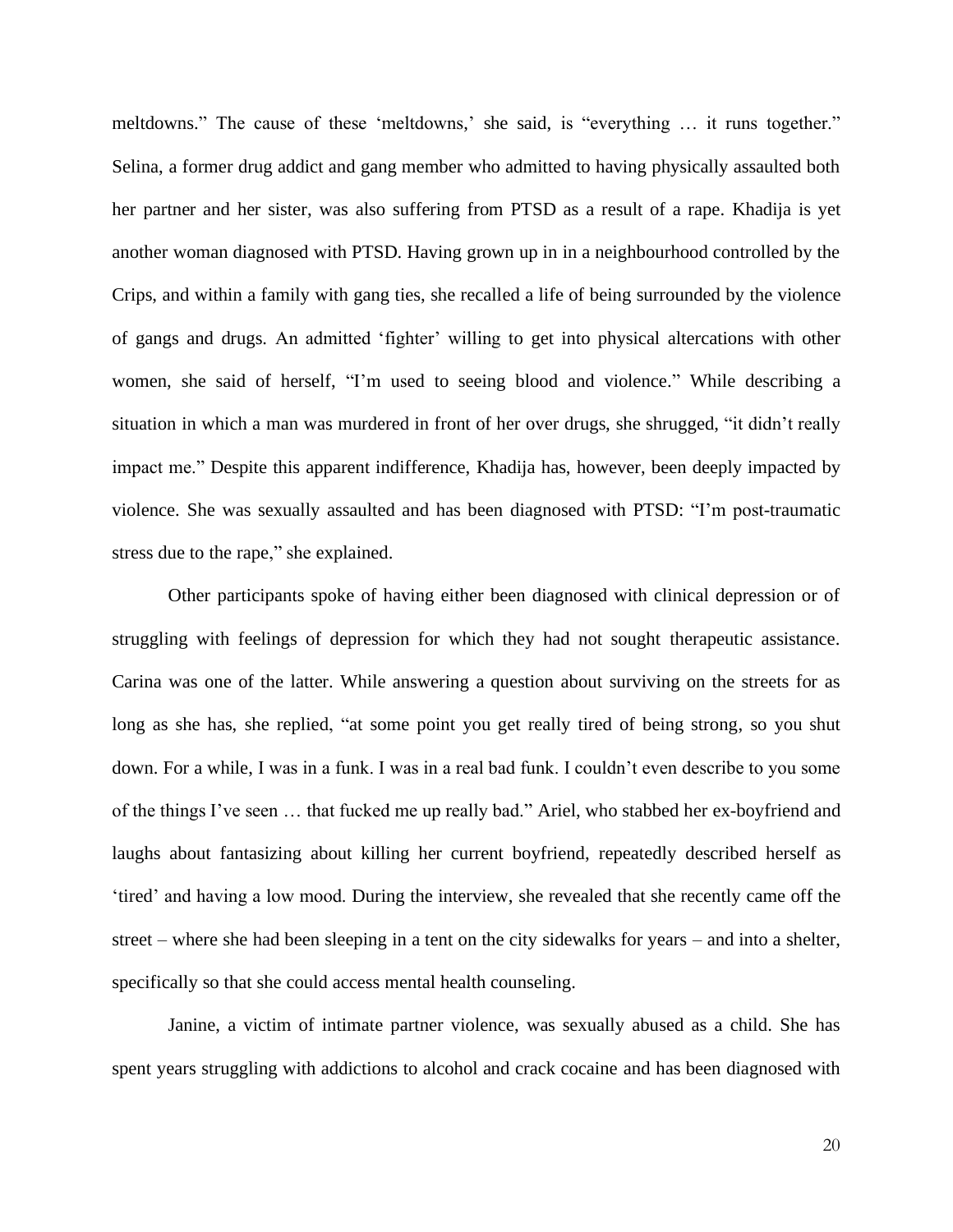meltdowns." The cause of these 'meltdowns,' she said, is "everything … it runs together." Selina, a former drug addict and gang member who admitted to having physically assaulted both her partner and her sister, was also suffering from PTSD as a result of a rape. Khadija is yet another woman diagnosed with PTSD. Having grown up in in a neighbourhood controlled by the Crips, and within a family with gang ties, she recalled a life of being surrounded by the violence of gangs and drugs. An admitted 'fighter' willing to get into physical altercations with other women, she said of herself, "I'm used to seeing blood and violence." While describing a situation in which a man was murdered in front of her over drugs, she shrugged, "it didn't really impact me." Despite this apparent indifference, Khadija has, however, been deeply impacted by violence. She was sexually assaulted and has been diagnosed with PTSD: "I'm post-traumatic stress due to the rape," she explained.

Other participants spoke of having either been diagnosed with clinical depression or of struggling with feelings of depression for which they had not sought therapeutic assistance. Carina was one of the latter. While answering a question about surviving on the streets for as long as she has, she replied, "at some point you get really tired of being strong, so you shut down. For a while, I was in a funk. I was in a real bad funk. I couldn't even describe to you some of the things I've seen … that fucked me up really bad." Ariel, who stabbed her ex-boyfriend and laughs about fantasizing about killing her current boyfriend, repeatedly described herself as 'tired' and having a low mood. During the interview, she revealed that she recently came off the street – where she had been sleeping in a tent on the city sidewalks for years – and into a shelter, specifically so that she could access mental health counseling.

Janine, a victim of intimate partner violence, was sexually abused as a child. She has spent years struggling with addictions to alcohol and crack cocaine and has been diagnosed with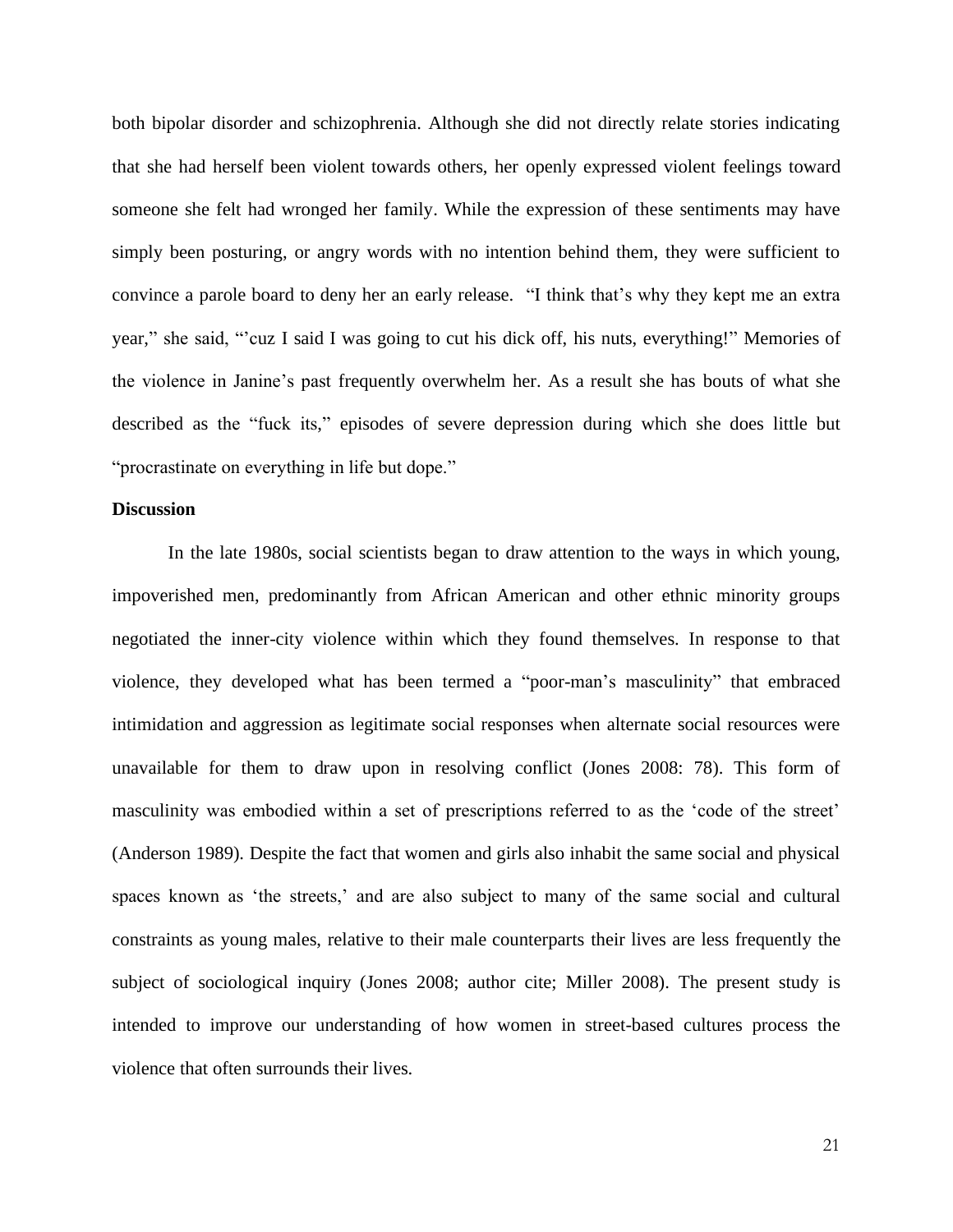both bipolar disorder and schizophrenia. Although she did not directly relate stories indicating that she had herself been violent towards others, her openly expressed violent feelings toward someone she felt had wronged her family. While the expression of these sentiments may have simply been posturing, or angry words with no intention behind them, they were sufficient to convince a parole board to deny her an early release. "I think that's why they kept me an extra year," she said, "'cuz I said I was going to cut his dick off, his nuts, everything!" Memories of the violence in Janine's past frequently overwhelm her. As a result she has bouts of what she described as the "fuck its," episodes of severe depression during which she does little but "procrastinate on everything in life but dope."

**Discussion**

In the late 1980s, social scientists began to draw attention to the ways in which young, impoverished men, predominantly from African American and other ethnic minority groups negotiated the inner-city violence within which they found themselves. In response to that violence, they developed what has been termed a "poor-man's masculinity" that embraced intimidation and aggression as legitimate social responses when alternate social resources were unavailable for them to draw upon in resolving conflict (Jones 2008: 78). This form of masculinity was embodied within a set of prescriptions referred to as the 'code of the street' (Anderson 1989). Despite the fact that women and girls also inhabit the same social and physical spaces known as 'the streets,' and are also subject to many of the same social and cultural constraints as young males, relative to their male counterparts their lives are less frequently the subject of sociological inquiry (Jones 2008; author cite; Miller 2008). The present study is intended to improve our understanding of how women in street-based cultures process the violence that often surrounds their lives.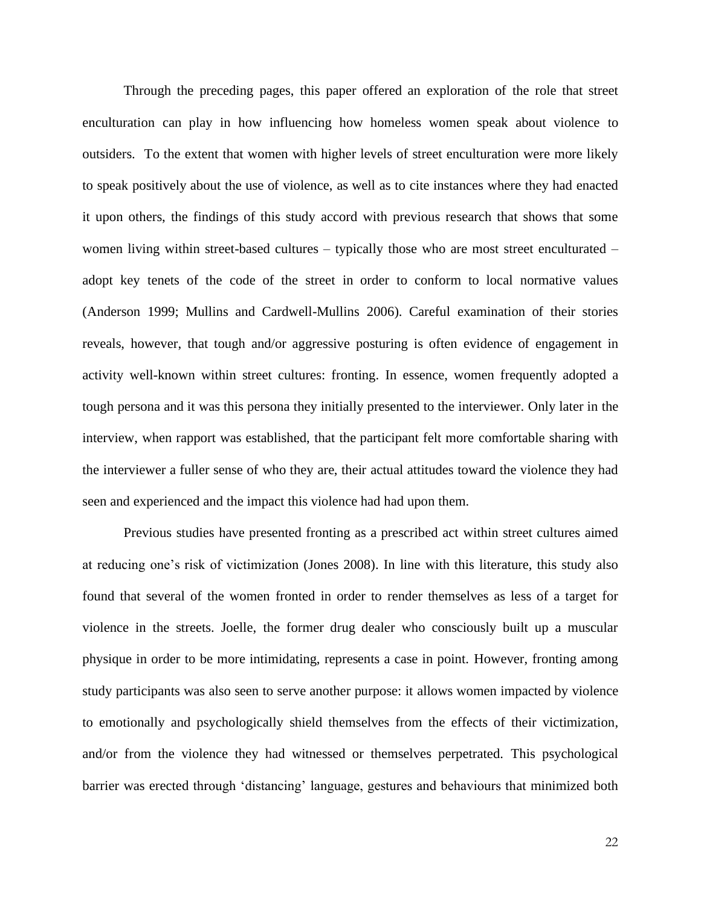Through the preceding pages, this paper offered an exploration of the role that street enculturation can play in how influencing how homeless women speak about violence to outsiders. To the extent that women with higher levels of street enculturation were more likely to speak positively about the use of violence, as well as to cite instances where they had enacted it upon others, the findings of this study accord with previous research that shows that some women living within street-based cultures – typically those who are most street enculturated – adopt key tenets of the code of the street in order to conform to local normative values (Anderson 1999; Mullins and Cardwell-Mullins 2006). Careful examination of their stories reveals, however, that tough and/or aggressive posturing is often evidence of engagement in activity well-known within street cultures: fronting. In essence, women frequently adopted a tough persona and it was this persona they initially presented to the interviewer. Only later in the interview, when rapport was established, that the participant felt more comfortable sharing with the interviewer a fuller sense of who they are, their actual attitudes toward the violence they had seen and experienced and the impact this violence had had upon them.

Previous studies have presented fronting as a prescribed act within street cultures aimed at reducing one's risk of victimization (Jones 2008). In line with this literature, this study also found that several of the women fronted in order to render themselves as less of a target for violence in the streets. Joelle, the former drug dealer who consciously built up a muscular physique in order to be more intimidating, represents a case in point. However, fronting among study participants was also seen to serve another purpose: it allows women impacted by violence to emotionally and psychologically shield themselves from the effects of their victimization, and/or from the violence they had witnessed or themselves perpetrated. This psychological barrier was erected through 'distancing' language, gestures and behaviours that minimized both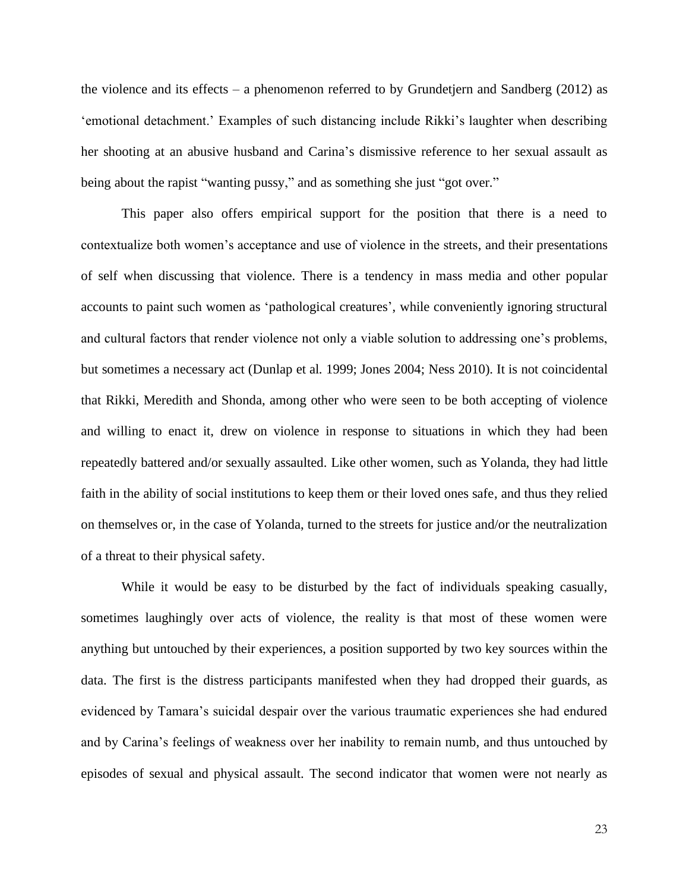the violence and its effects – a phenomenon referred to by Grundetjern and Sandberg (2012) as 'emotional detachment.' Examples of such distancing include Rikki's laughter when describing her shooting at an abusive husband and Carina's dismissive reference to her sexual assault as being about the rapist "wanting pussy," and as something she just "got over."

This paper also offers empirical support for the position that there is a need to contextualize both women's acceptance and use of violence in the streets, and their presentations of self when discussing that violence. There is a tendency in mass media and other popular accounts to paint such women as 'pathological creatures', while conveniently ignoring structural and cultural factors that render violence not only a viable solution to addressing one's problems, but sometimes a necessary act (Dunlap et al. 1999; Jones 2004; Ness 2010). It is not coincidental that Rikki, Meredith and Shonda, among other who were seen to be both accepting of violence and willing to enact it, drew on violence in response to situations in which they had been repeatedly battered and/or sexually assaulted. Like other women, such as Yolanda, they had little faith in the ability of social institutions to keep them or their loved ones safe, and thus they relied on themselves or, in the case of Yolanda, turned to the streets for justice and/or the neutralization of a threat to their physical safety.

While it would be easy to be disturbed by the fact of individuals speaking casually, sometimes laughingly over acts of violence, the reality is that most of these women were anything but untouched by their experiences, a position supported by two key sources within the data. The first is the distress participants manifested when they had dropped their guards, as evidenced by Tamara's suicidal despair over the various traumatic experiences she had endured and by Carina's feelings of weakness over her inability to remain numb, and thus untouched by episodes of sexual and physical assault. The second indicator that women were not nearly as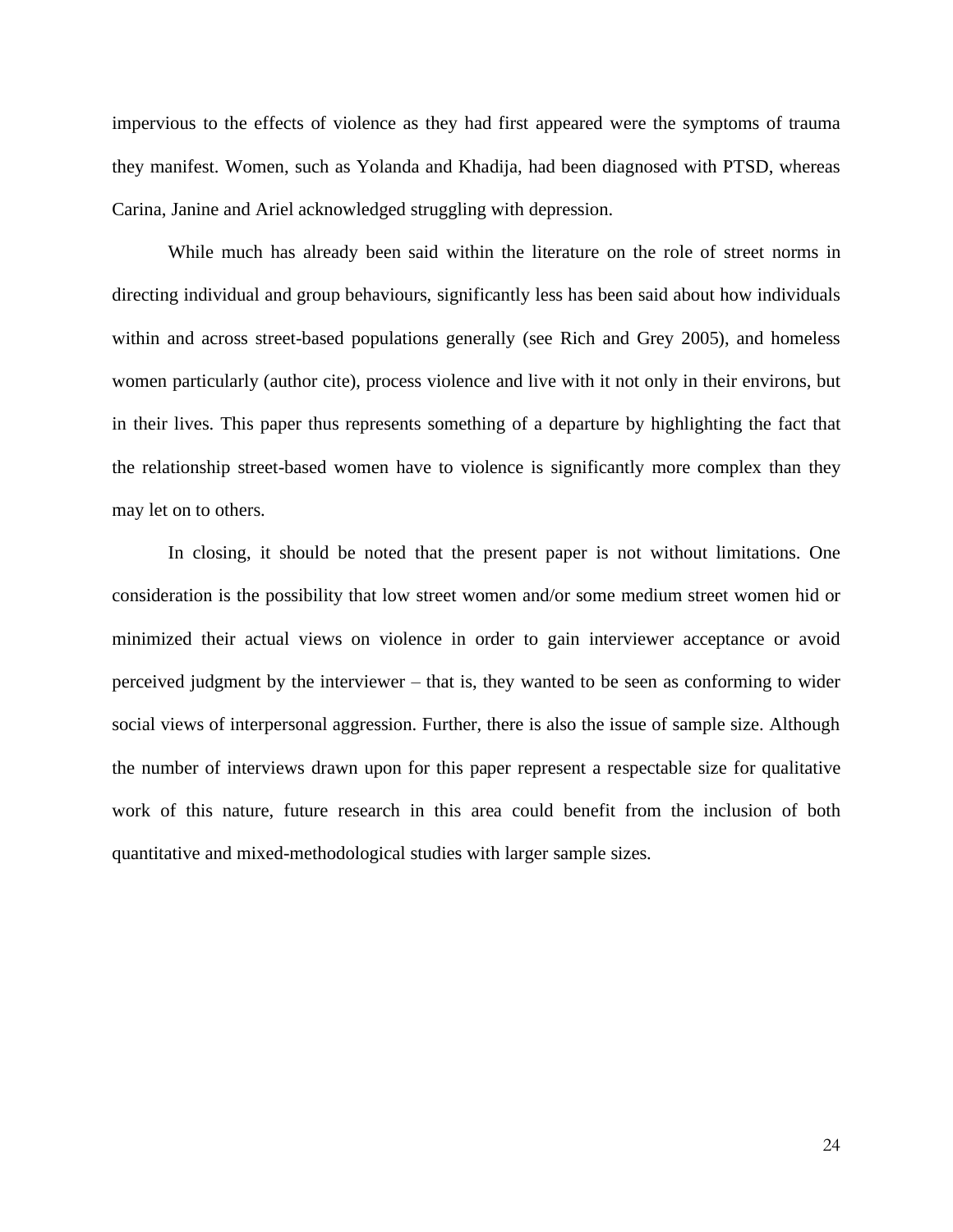impervious to the effects of violence as they had first appeared were the symptoms of trauma they manifest. Women, such as Yolanda and Khadija, had been diagnosed with PTSD, whereas Carina, Janine and Ariel acknowledged struggling with depression.

While much has already been said within the literature on the role of street norms in directing individual and group behaviours, significantly less has been said about how individuals within and across street-based populations generally (see Rich and Grey 2005), and homeless women particularly (author cite), process violence and live with it not only in their environs, but in their lives. This paper thus represents something of a departure by highlighting the fact that the relationship street-based women have to violence is significantly more complex than they may let on to others.

In closing, it should be noted that the present paper is not without limitations. One consideration is the possibility that low street women and/or some medium street women hid or minimized their actual views on violence in order to gain interviewer acceptance or avoid perceived judgment by the interviewer – that is, they wanted to be seen as conforming to wider social views of interpersonal aggression. Further, there is also the issue of sample size. Although the number of interviews drawn upon for this paper represent a respectable size for qualitative work of this nature, future research in this area could benefit from the inclusion of both quantitative and mixed-methodological studies with larger sample sizes.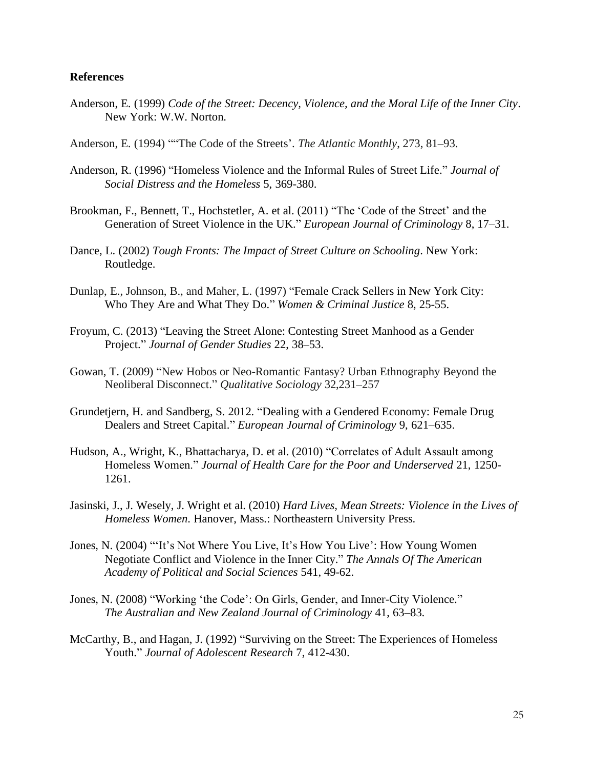**References**

Anderson, E. (1999) *Code of the Street: Decency, Violence, and the Moral Life of the Inner City*. New York: W.W. Norton.

Anderson, E. (1994) "‘The Code of the Streets’. *The Atlantic Monthly*, 273, 81–93.

Anderson, R. (1996) “Homeless Violence and the Informal Rules of Street Life.” *Journal of Social Distress and the Homeless* 5, 369-380.

Brookman, F., Bennett, T., Hochstetler, A. et al. (2011) “The ‘Code of the Street’ and the Generation of Street Violence in the UK.” *European Journal of Criminology* 8, 17–31.

Dance, L. (2002) *Tough Fronts: The Impact of Street Culture on Schooling*. New York: Routledge.

Dunlap, E., Johnson, B., and Maher, L. (1997) “Female Crack Sellers in New York City: Who They Are and What They Do.” *Women & Criminal Justice* 8, 25-55.

Froyum, C. (2013) “Leaving the Street Alone: Contesting Street Manhood as a Gender Project.” *Journal of Gender Studies* 22, 38–53.

Gowan, T. (2009) “New Hobos or Neo-Romantic Fantasy? Urban Ethnography Beyond the Neoliberal Disconnect.” *Qualitative Sociology* 32,231–257

Grundetjern, H. and Sandberg, S. 2012. “Dealing with a Gendered Economy: Female Drug Dealers and Street Capital.” *European Journal of Criminology* 9, 621–635.

Hudson, A., Wright, K., Bhattacharya, D. et al. (2010) “Correlates of Adult Assault among Homeless Women.” *Journal of Health Care for the Poor and Underserved* 21, 1250-1261.

Jasinski, J., J. Wesely, J. Wright et al. (2010) *Hard Lives, Mean Streets: Violence in the Lives of Homeless Women*. Hanover, Mass.: Northeastern University Press.

Jones, N. (2004) "‘It’s Not Where You Live, It’s How You Live’: How Young Women Negotiate Conflict and Violence in the Inner City.” *The Annals Of The American Academy of Political and Social Sciences* 541, 49-62.

Jones, N. (2008) “Working ‘the Code’: On Girls, Gender, and Inner-City Violence.” *The Australian and New Zealand Journal of Criminology* 41, 63–83.

McCarthy, B., and Hagan, J. (1992) “Surviving on the Street: The Experiences of Homeless Youth.” *Journal of Adolescent Research* 7, 412-430.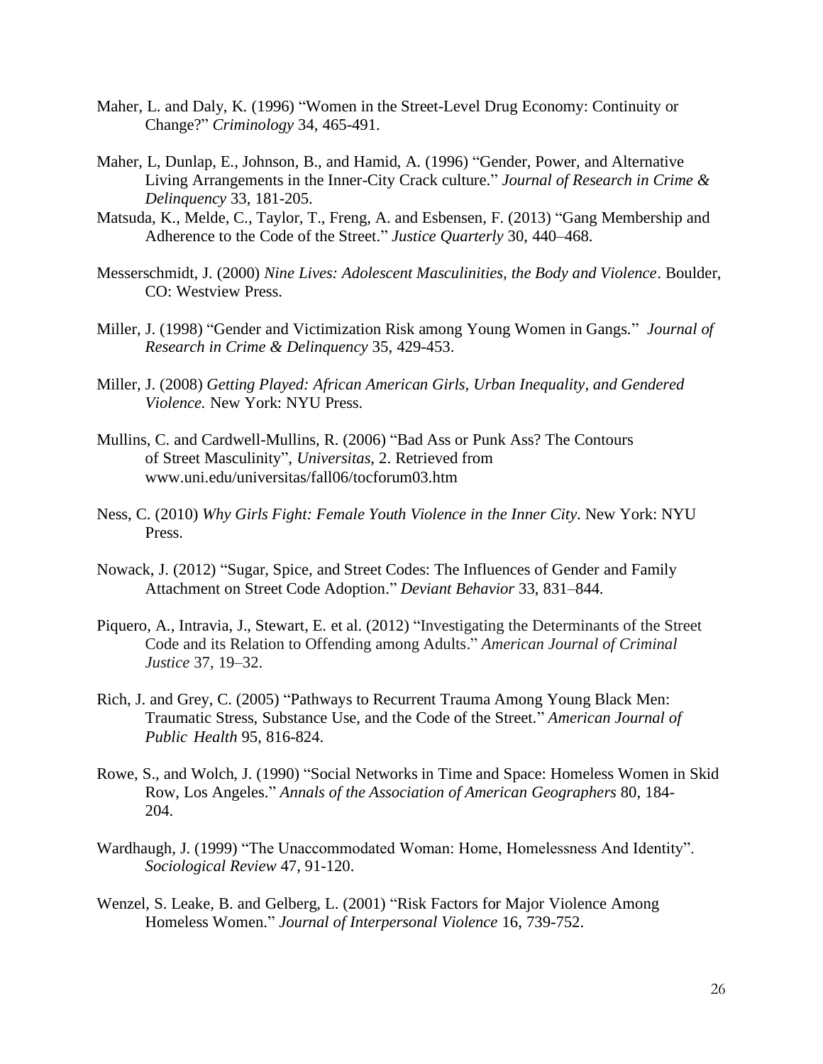Maher, L. and Daly, K. (1996) "Women in the Street-Level Drug Economy: Continuity or Change?" *Criminology* 34, 465-491.

Maher, L, Dunlap, E., Johnson, B., and Hamid, A. (1996) "Gender, Power, and Alternative Living Arrangements in the Inner-City Crack culture." *Journal of Research in Crime & Delinquency* 33, 181-205.

Matsuda, K., Melde, C., Taylor, T., Freng, A. and Esbensen, F. (2013) "Gang Membership and Adherence to the Code of the Street." *Justice Quarterly* 30, 440–468.

Messerschmidt, J. (2000) *Nine Lives: Adolescent Masculinities, the Body and Violence*. Boulder, CO: Westview Press.

Miller, J. (1998) "Gender and Victimization Risk among Young Women in Gangs." *Journal of Research in Crime & Delinquency* 35, 429-453.

Miller, J. (2008) *Getting Played: African American Girls, Urban Inequality, and Gendered Violence.* New York: NYU Press.

Mullins, C. and Cardwell-Mullins, R. (2006) "Bad Ass or Punk Ass? The Contours of Street Masculinity", *Universitas*, 2. Retrieved from www.uni.edu/universitas/fall06/tocforum03.htm

Ness, C. (2010) *Why Girls Fight: Female Youth Violence in the Inner City*. New York: NYU Press.

Nowack, J. (2012) "Sugar, Spice, and Street Codes: The Influences of Gender and Family Attachment on Street Code Adoption." *Deviant Behavior* 33, 831–844.

Piquero, A., Intravia, J., Stewart, E. et al. (2012) "Investigating the Determinants of the Street Code and its Relation to Offending among Adults." *American Journal of Criminal Justice* 37, 19–32.

Rich, J. and Grey, C. (2005) "Pathways to Recurrent Trauma Among Young Black Men: Traumatic Stress, Substance Use, and the Code of the Street." *American Journal of Public Health* 95, 816-824.

Rowe, S., and Wolch, J. (1990) "Social Networks in Time and Space: Homeless Women in Skid Row, Los Angeles." *Annals of the Association of American Geographers* 80, 184-204.

Wardhaugh, J. (1999) "The Unaccommodated Woman: Home, Homelessness And Identity". *Sociological Review* 47, 91-120.

Wenzel, S. Leake, B. and Gelberg, L. (2001) "Risk Factors for Major Violence Among Homeless Women." *Journal of Interpersonal Violence* 16, 739-752.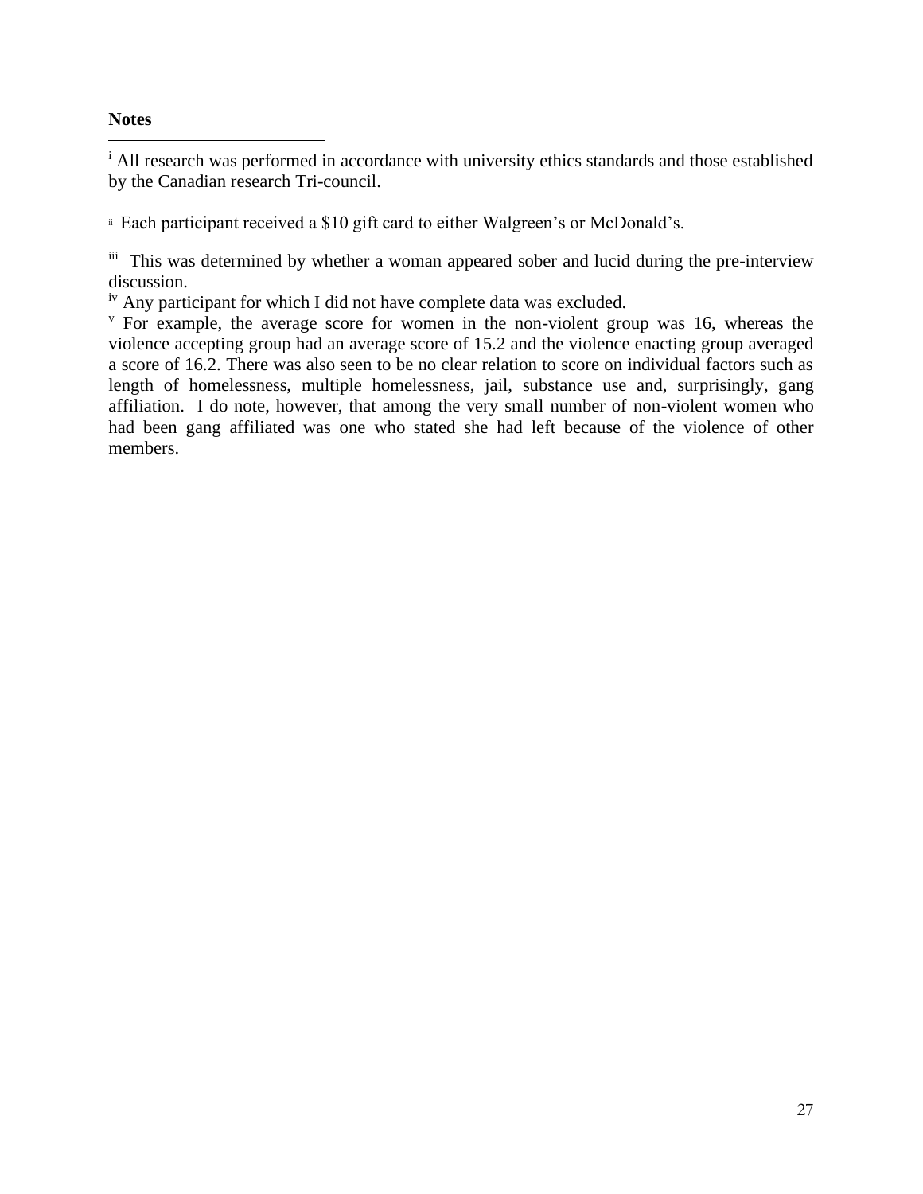**Notes**

[i] All research was performed in accordance with university ethics standards and those established by the Canadian research Tri-council.

[ii] Each participant received a $10 gift card to either Walgreen's or McDonald's.

[iii] This was determined by whether a woman appeared sober and lucid during the pre-interview discussion.

[iv] Any participant for which I did not have complete data was excluded.

[v] For example, the average score for women in the non-violent group was 16, whereas the violence accepting group had an average score of 15.2 and the violence enacting group averaged a score of 16.2. There was also seen to be no clear relation to score on individual factors such as length of homelessness, multiple homelessness, jail, substance use and, surprisingly, gang affiliation. I do note, however, that among the very small number of non-violent women who had been gang affiliated was one who stated she had left because of the violence of other members.